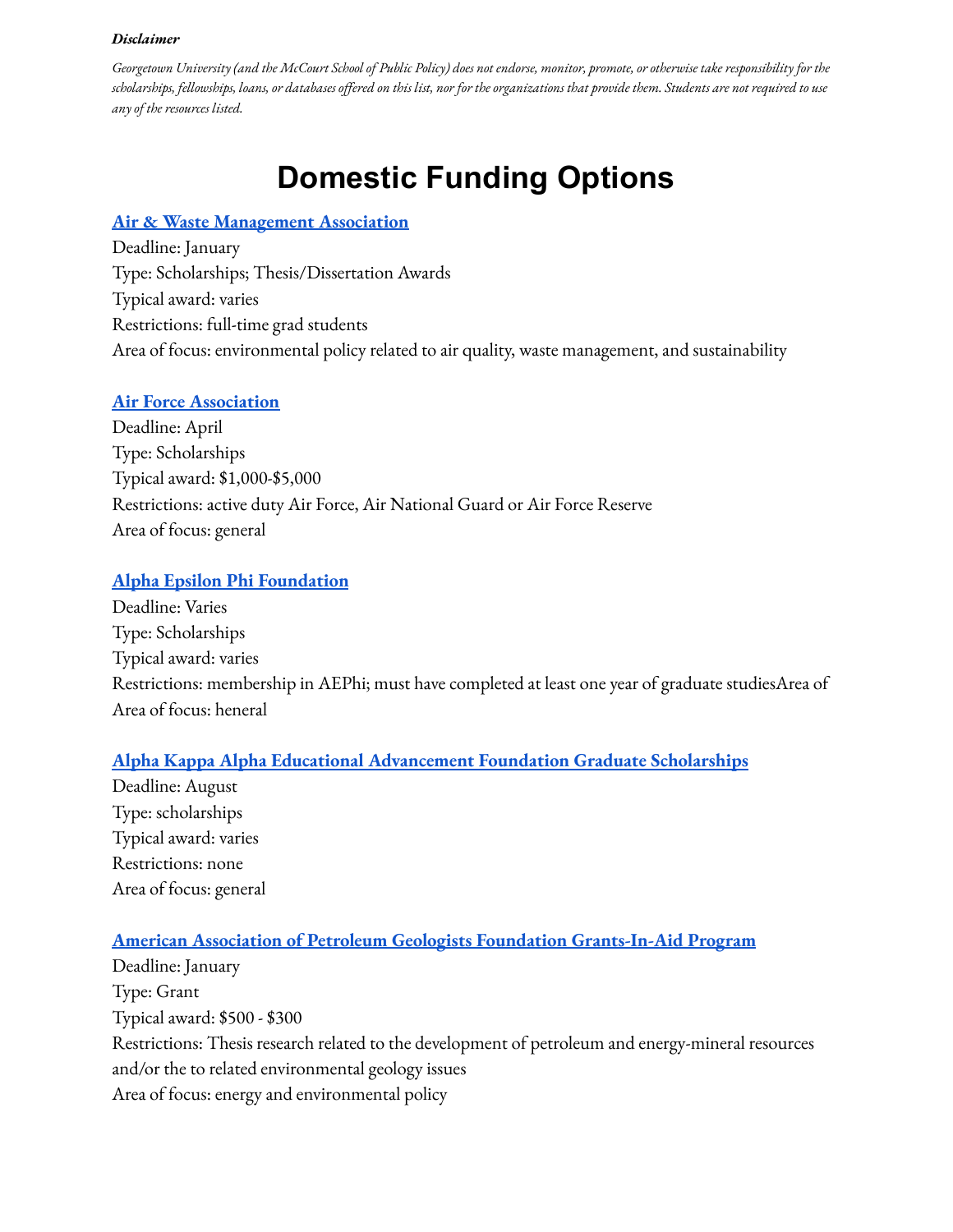***Disclaimer***

*Georgetown University (and the McCourt School of Public Policy) does not endorse, monitor, promote, or otherwise take responsibility for the scholarships, fellowships, loans, or databases offered on this list, nor for the organizations that provide them. Students are not required to use any of the resources listed.*

# Domestic Funding Options

**Air & Waste Management Association**
Deadline: January
Type: Scholarships; Thesis/Dissertation Awards
Typical award: varies
Restrictions: full-time grad students
Area of focus: environmental policy related to air quality, waste management, and sustainability

**Air Force Association**
Deadline: April
Type: Scholarships
Typical award: $1,000-$5,000
Restrictions: active duty Air Force, Air National Guard or Air Force Reserve
Area of focus: general

**Alpha Epsilon Phi Foundation**
Deadline: Varies
Type: Scholarships
Typical award: varies
Restrictions: membership in AEPhi; must have completed at least one year of graduate studiesArea of
Area of focus: heneral

**Alpha Kappa Alpha Educational Advancement Foundation Graduate Scholarships**
Deadline: August
Type: scholarships
Typical award: varies
Restrictions: none
Area of focus: general

**American Association of Petroleum Geologists Foundation Grants-In-Aid Program**
Deadline: January
Type: Grant
Typical award: $500 - $300
Restrictions: Thesis research related to the development of petroleum and energy-mineral resources and/or the to related environmental geology issues
Area of focus: energy and environmental policy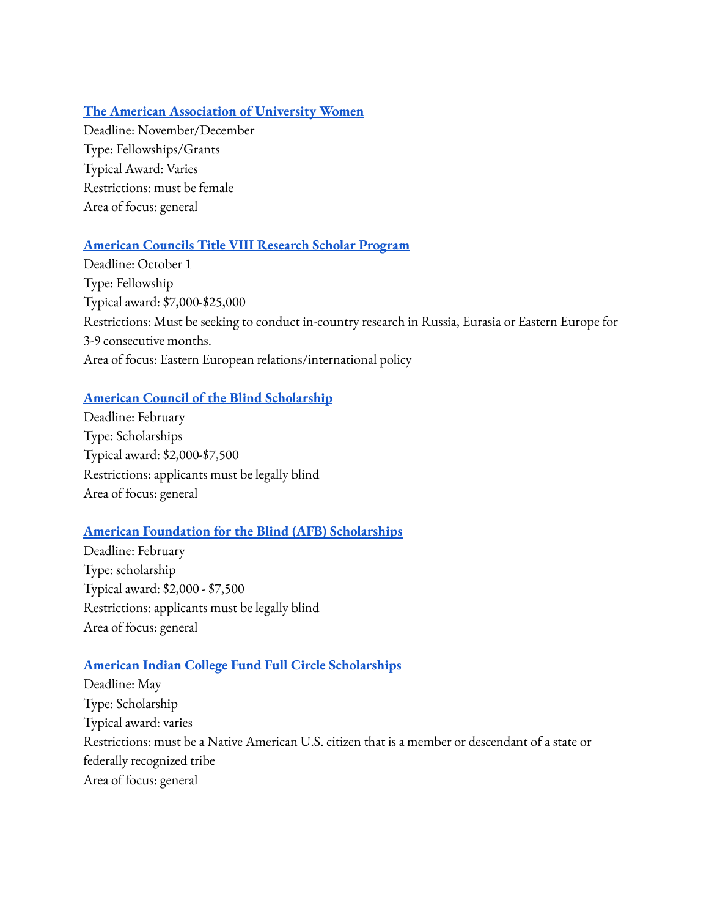**The American Association of University Women**

Deadline: November/December
Type: Fellowships/Grants
Typical Award: Varies
Restrictions: must be female
Area of focus: general

**American Councils Title VIII Research Scholar Program**

Deadline: October 1
Type: Fellowship
Typical award: $7,000-$25,000
Restrictions: Must be seeking to conduct in-country research in Russia, Eurasia or Eastern Europe for 3-9 consecutive months.
Area of focus: Eastern European relations/international policy

**American Council of the Blind Scholarship**

Deadline: February
Type: Scholarships
Typical award: $2,000-$7,500
Restrictions: applicants must be legally blind
Area of focus: general

**American Foundation for the Blind (AFB) Scholarships**

Deadline: February
Type: scholarship
Typical award: $2,000 - $7,500
Restrictions: applicants must be legally blind
Area of focus: general

**American Indian College Fund Full Circle Scholarships**

Deadline: May
Type: Scholarship
Typical award: varies
Restrictions: must be a Native American U.S. citizen that is a member or descendant of a state or federally recognized tribe
Area of focus: general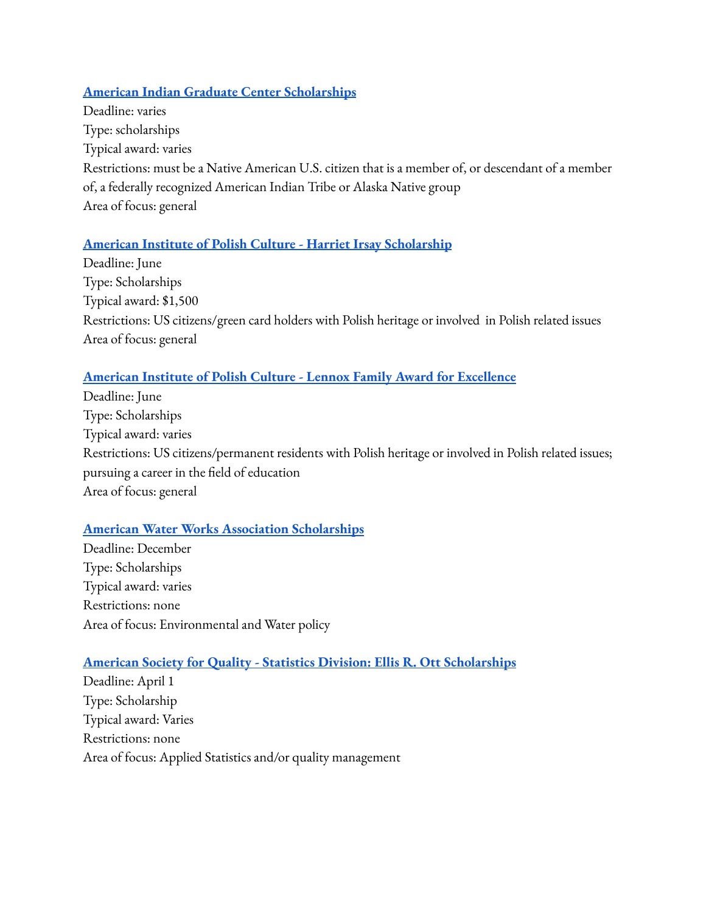**[American Indian Graduate Center Scholarships]**

Deadline: varies
Type: scholarships
Typical award: varies
Restrictions: must be a Native American U.S. citizen that is a member of, or descendant of a member of, a federally recognized American Indian Tribe or Alaska Native group
Area of focus: general

**[American Institute of Polish Culture - Harriet Irsay Scholarship]**

Deadline: June
Type: Scholarships
Typical award: $1,500
Restrictions: US citizens/green card holders with Polish heritage or involved in Polish related issues
Area of focus: general

**[American Institute of Polish Culture - Lennox Family Award for Excellence]**

Deadline: June
Type: Scholarships
Typical award: varies
Restrictions: US citizens/permanent residents with Polish heritage or involved in Polish related issues; pursuing a career in the field of education
Area of focus: general

**[American Water Works Association Scholarships]**

Deadline: December
Type: Scholarships
Typical award: varies
Restrictions: none
Area of focus: Environmental and Water policy

**[American Society for Quality - Statistics Division: Ellis R. Ott Scholarships]**

Deadline: April 1
Type: Scholarship
Typical award: Varies
Restrictions: none
Area of focus: Applied Statistics and/or quality management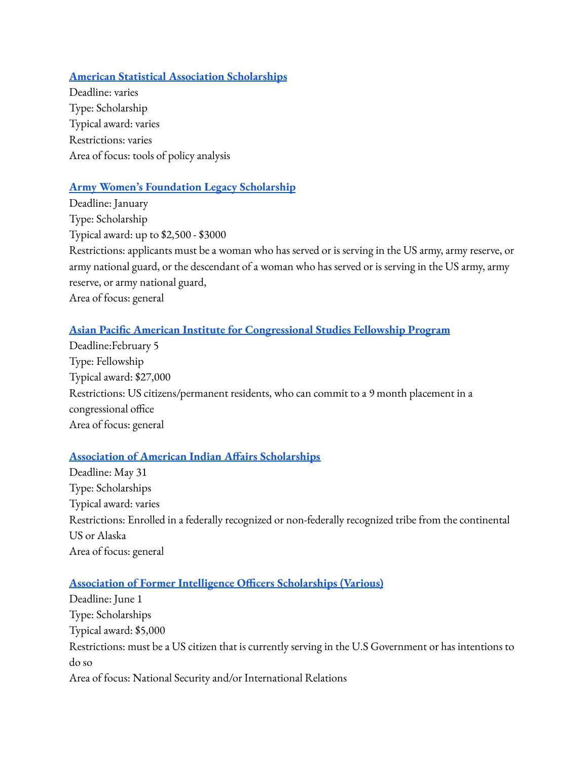**American Statistical Association Scholarships**
Deadline: varies
Type: Scholarship
Typical award: varies
Restrictions: varies
Area of focus: tools of policy analysis

**Army Women's Foundation Legacy Scholarship**
Deadline: January
Type: Scholarship
Typical award: up to $2,500 - $3000
Restrictions: applicants must be a woman who has served or is serving in the US army, army reserve, or army national guard, or the descendant of a woman who has served or is serving in the US army, army reserve, or army national guard,
Area of focus: general

**Asian Pacific American Institute for Congressional Studies Fellowship Program**
Deadline:February 5
Type: Fellowship
Typical award: $27,000
Restrictions: US citizens/permanent residents, who can commit to a 9 month placement in a congressional office
Area of focus: general

**Association of American Indian Affairs Scholarships**
Deadline: May 31
Type: Scholarships
Typical award: varies
Restrictions: Enrolled in a federally recognized or non-federally recognized tribe from the continental US or Alaska
Area of focus: general

**Association of Former Intelligence Officers Scholarships (Various)**
Deadline: June 1
Type: Scholarships
Typical award: $5,000
Restrictions: must be a US citizen that is currently serving in the U.S Government or has intentions to do so
Area of focus: National Security and/or International Relations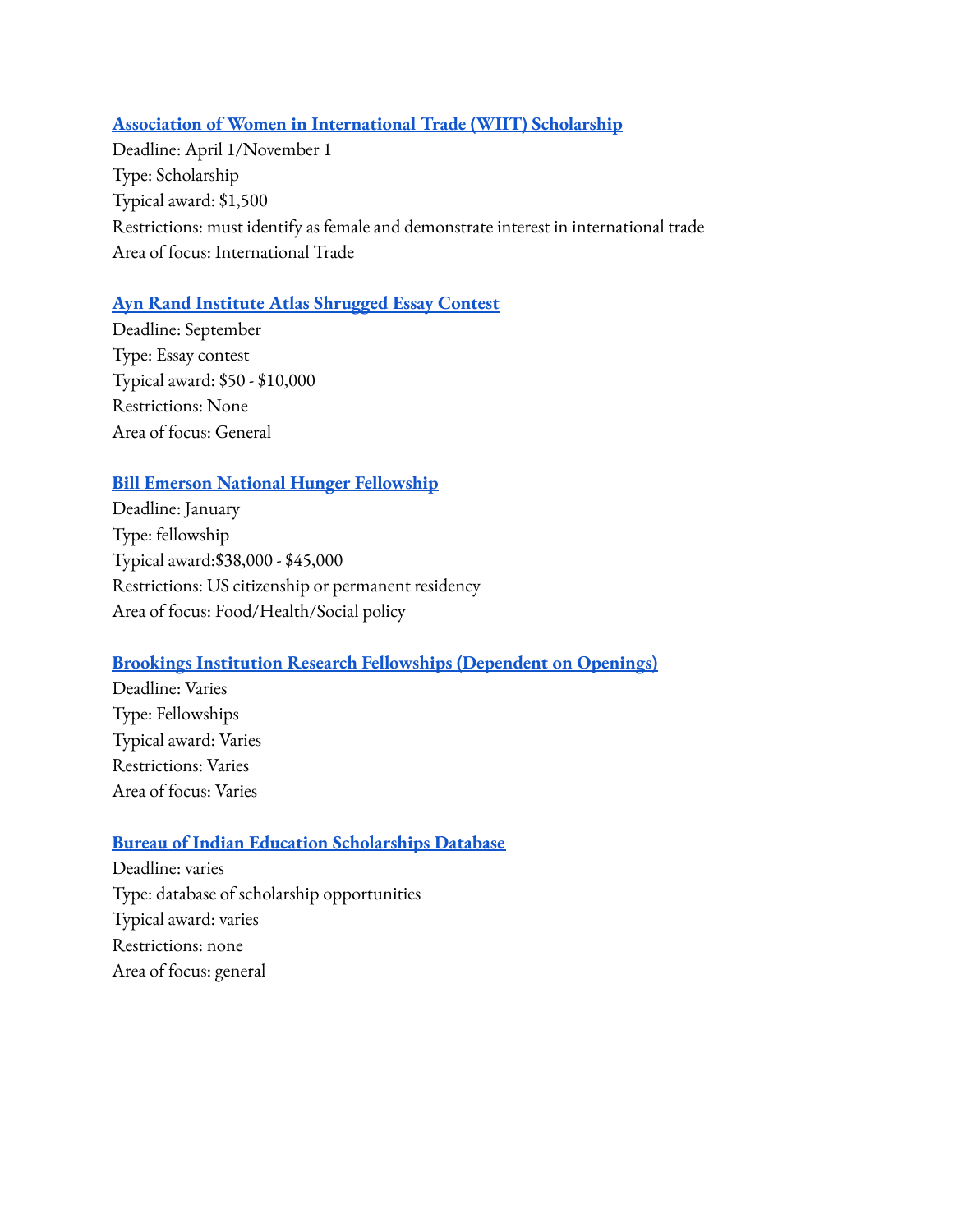**Association of Women in International Trade (WIIT) Scholarship**

Deadline: April 1/November 1
Type: Scholarship
Typical award: $1,500
Restrictions: must identify as female and demonstrate interest in international trade
Area of focus: International Trade

**Ayn Rand Institute Atlas Shrugged Essay Contest**

Deadline: September
Type: Essay contest
Typical award: $50 - $10,000
Restrictions: None
Area of focus: General

**Bill Emerson National Hunger Fellowship**

Deadline: January
Type: fellowship
Typical award:$38,000 - $45,000
Restrictions: US citizenship or permanent residency
Area of focus: Food/Health/Social policy

**Brookings Institution Research Fellowships (Dependent on Openings)**

Deadline: Varies
Type: Fellowships
Typical award: Varies
Restrictions: Varies
Area of focus: Varies

**Bureau of Indian Education Scholarships Database**

Deadline: varies
Type: database of scholarship opportunities
Typical award: varies
Restrictions: none
Area of focus: general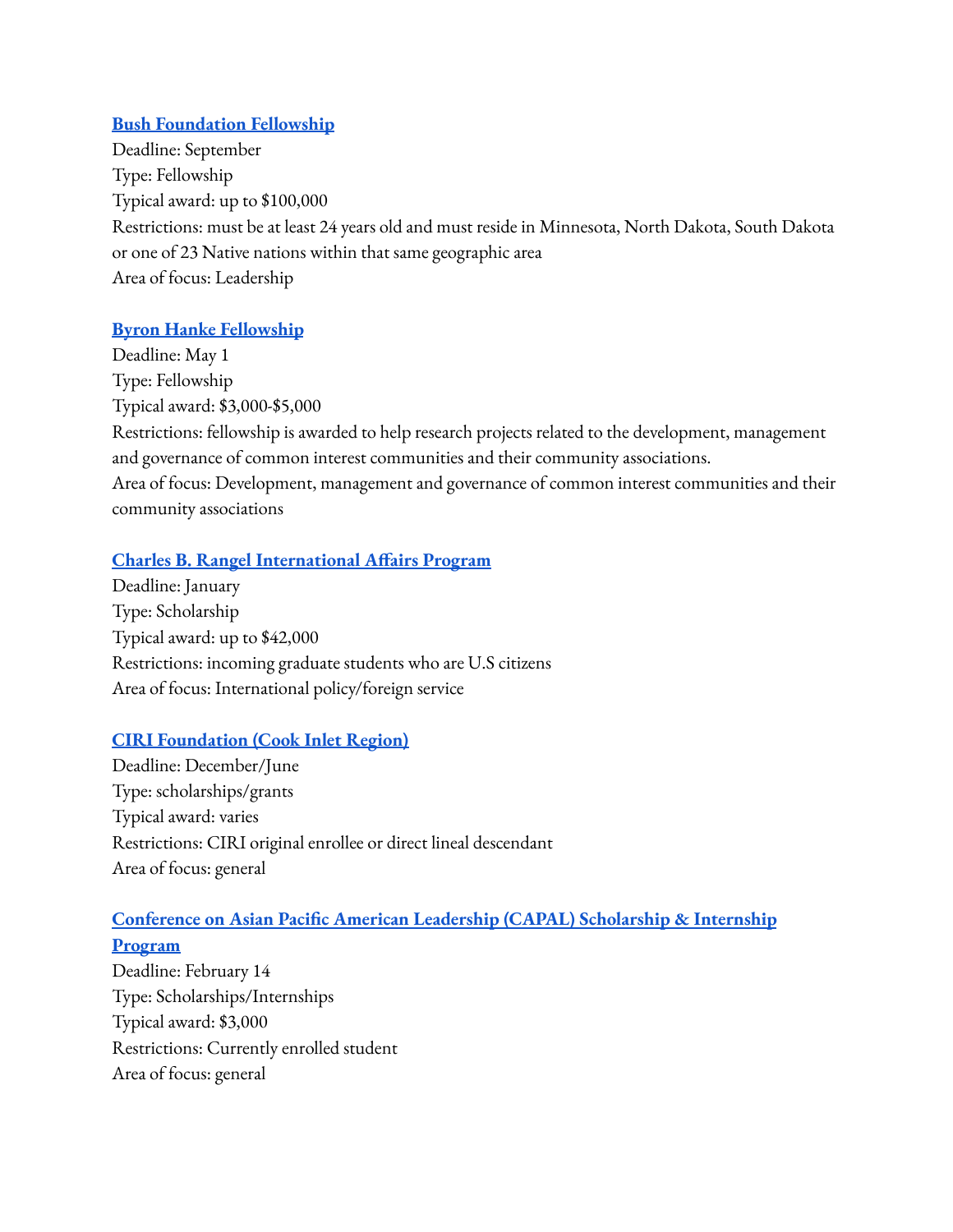**[Bush Foundation Fellowship]()**
Deadline: September
Type: Fellowship
Typical award: up to $100,000
Restrictions: must be at least 24 years old and must reside in Minnesota, North Dakota, South Dakota or one of 23 Native nations within that same geographic area
Area of focus: Leadership

**[Byron Hanke Fellowship]()**
Deadline: May 1
Type: Fellowship
Typical award: $3,000-$5,000
Restrictions: fellowship is awarded to help research projects related to the development, management and governance of common interest communities and their community associations.
Area of focus: Development, management and governance of common interest communities and their community associations

**[Charles B. Rangel International Affairs Program]()**
Deadline: January
Type: Scholarship
Typical award: up to $42,000
Restrictions: incoming graduate students who are U.S citizens
Area of focus: International policy/foreign service

**[CIRI Foundation (Cook Inlet Region)]()**
Deadline: December/June
Type: scholarships/grants
Typical award: varies
Restrictions: CIRI original enrollee or direct lineal descendant
Area of focus: general

**[Conference on Asian Pacific American Leadership (CAPAL) Scholarship & Internship Program]()**
Deadline: February 14
Type: Scholarships/Internships
Typical award: $3,000
Restrictions: Currently enrolled student
Area of focus: general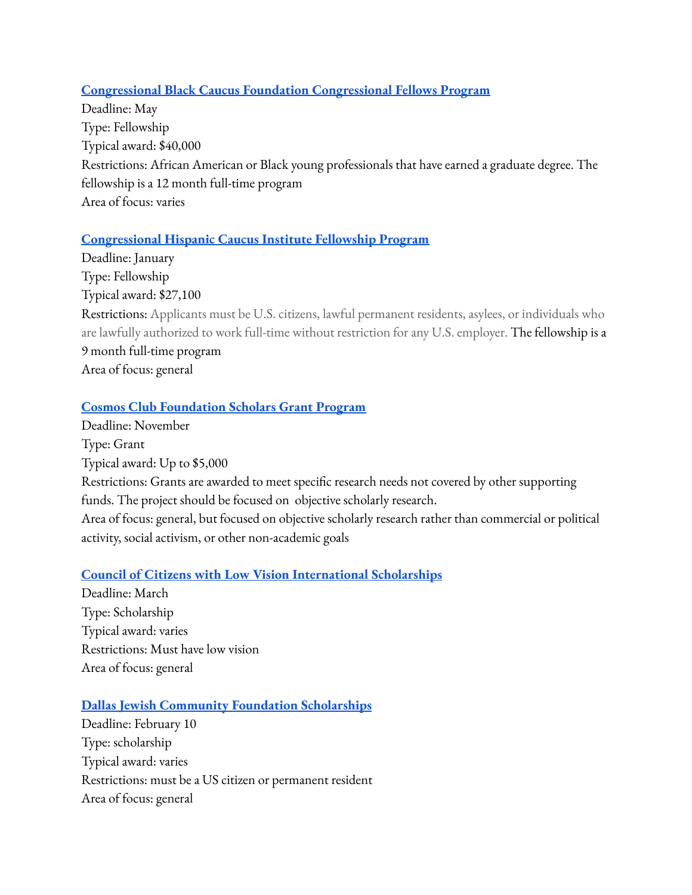**[Congressional Black Caucus Foundation Congressional Fellows Program]()**
Deadline: May
Type: Fellowship
Typical award: $40,000
Restrictions: African American or Black young professionals that have earned a graduate degree. The fellowship is a 12 month full-time program
Area of focus: varies

**[Congressional Hispanic Caucus Institute Fellowship Program]()**
Deadline: January
Type: Fellowship
Typical award: $27,100
Restrictions: Applicants must be U.S. citizens, lawful permanent residents, asylees, or individuals who are lawfully authorized to work full-time without restriction for any U.S. employer. The fellowship is a 9 month full-time program
Area of focus: general

**[Cosmos Club Foundation Scholars Grant Program]()**
Deadline: November
Type: Grant
Typical award: Up to $5,000
Restrictions: Grants are awarded to meet specific research needs not covered by other supporting funds. The project should be focused on objective scholarly research.
Area of focus: general, but focused on objective scholarly research rather than commercial or political activity, social activism, or other non-academic goals

**[Council of Citizens with Low Vision International Scholarships]()**
Deadline: March
Type: Scholarship
Typical award: varies
Restrictions: Must have low vision
Area of focus: general

**[Dallas Jewish Community Foundation Scholarships]()**
Deadline: February 10
Type: scholarship
Typical award: varies
Restrictions: must be a US citizen or permanent resident
Area of focus: general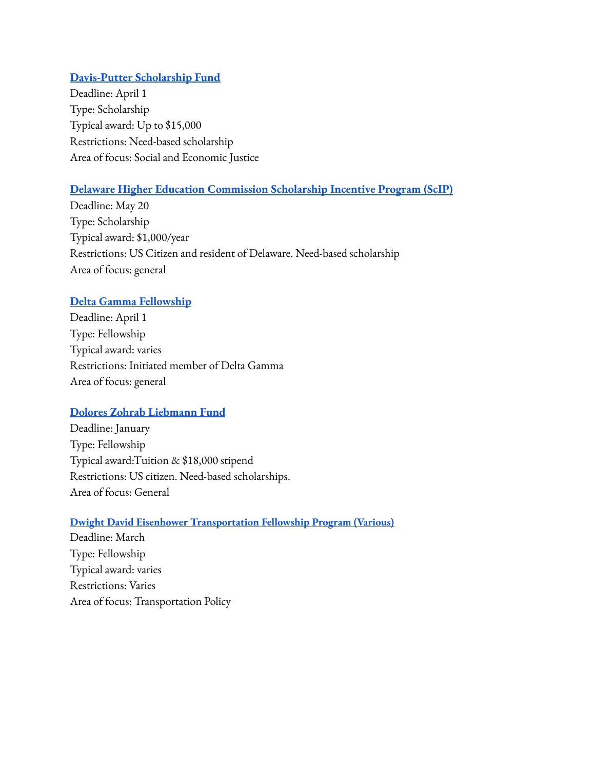**Davis-Putter Scholarship Fund**
Deadline: April 1
Type: Scholarship
Typical award: Up to $15,000
Restrictions: Need-based scholarship
Area of focus: Social and Economic Justice

**Delaware Higher Education Commission Scholarship Incentive Program (ScIP)**
Deadline: May 20
Type: Scholarship
Typical award: $1,000/year
Restrictions: US Citizen and resident of Delaware. Need-based scholarship
Area of focus: general

**Delta Gamma Fellowship**
Deadline: April 1
Type: Fellowship
Typical award: varies
Restrictions: Initiated member of Delta Gamma
Area of focus: general

**Dolores Zohrab Liebmann Fund**
Deadline: January
Type: Fellowship
Typical award:Tuition & $18,000 stipend
Restrictions: US citizen. Need-based scholarships.
Area of focus: General

**Dwight David Eisenhower Transportation Fellowship Program (Various)**
Deadline: March
Type: Fellowship
Typical award: varies
Restrictions: Varies
Area of focus: Transportation Policy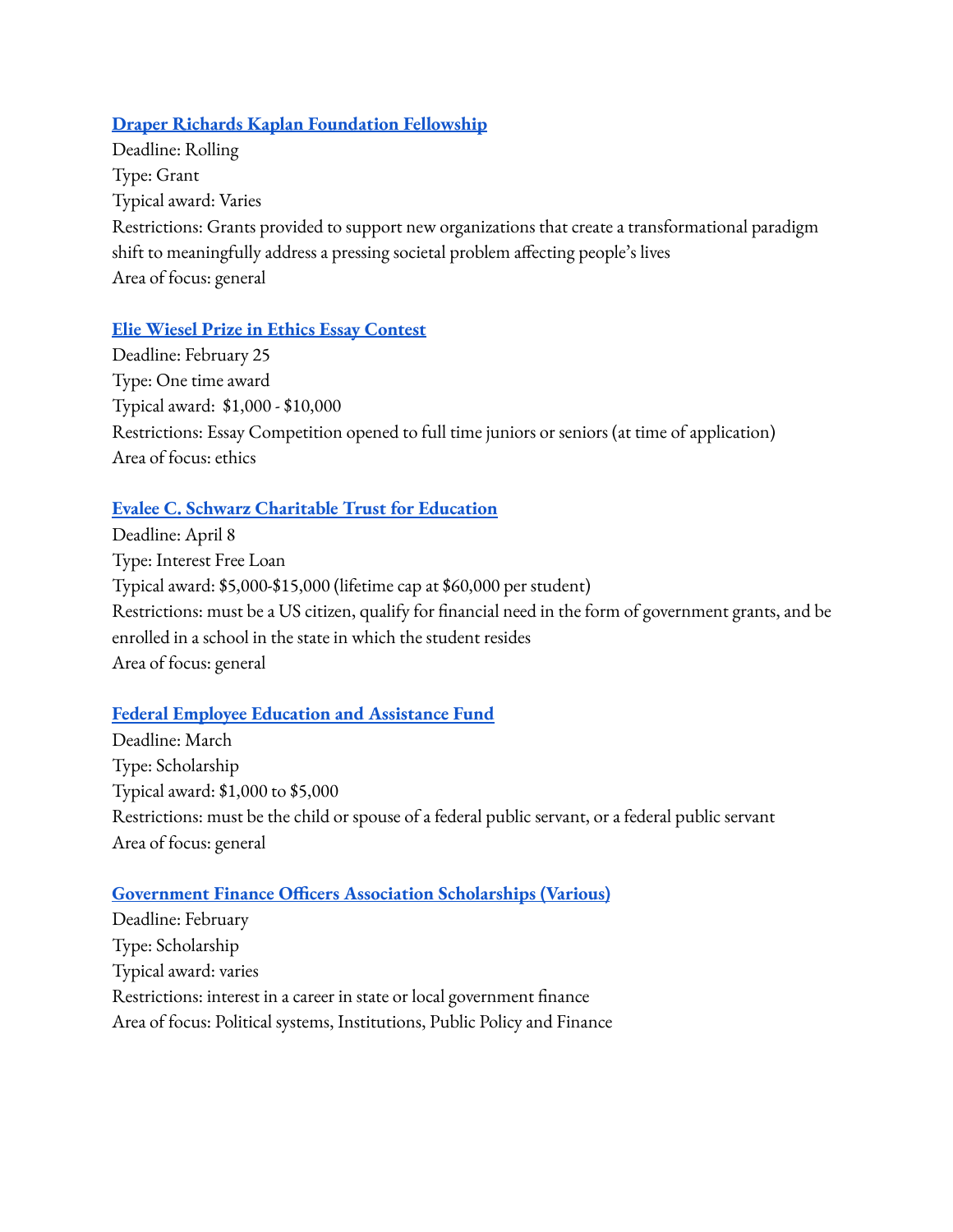**Draper Richards Kaplan Foundation Fellowship**
Deadline: Rolling
Type: Grant
Typical award: Varies
Restrictions: Grants provided to support new organizations that create a transformational paradigm shift to meaningfully address a pressing societal problem affecting people's lives
Area of focus: general

**Elie Wiesel Prize in Ethics Essay Contest**
Deadline: February 25
Type: One time award
Typical award: $1,000 - $10,000
Restrictions: Essay Competition opened to full time juniors or seniors (at time of application)
Area of focus: ethics

**Evalee C. Schwarz Charitable Trust for Education**
Deadline: April 8
Type: Interest Free Loan
Typical award: $5,000-$15,000 (lifetime cap at $60,000 per student)
Restrictions: must be a US citizen, qualify for financial need in the form of government grants, and be enrolled in a school in the state in which the student resides
Area of focus: general

**Federal Employee Education and Assistance Fund**
Deadline: March
Type: Scholarship
Typical award: $1,000 to $5,000
Restrictions: must be the child or spouse of a federal public servant, or a federal public servant
Area of focus: general

**Government Finance Officers Association Scholarships (Various)**
Deadline: February
Type: Scholarship
Typical award: varies
Restrictions: interest in a career in state or local government finance
Area of focus: Political systems, Institutions, Public Policy and Finance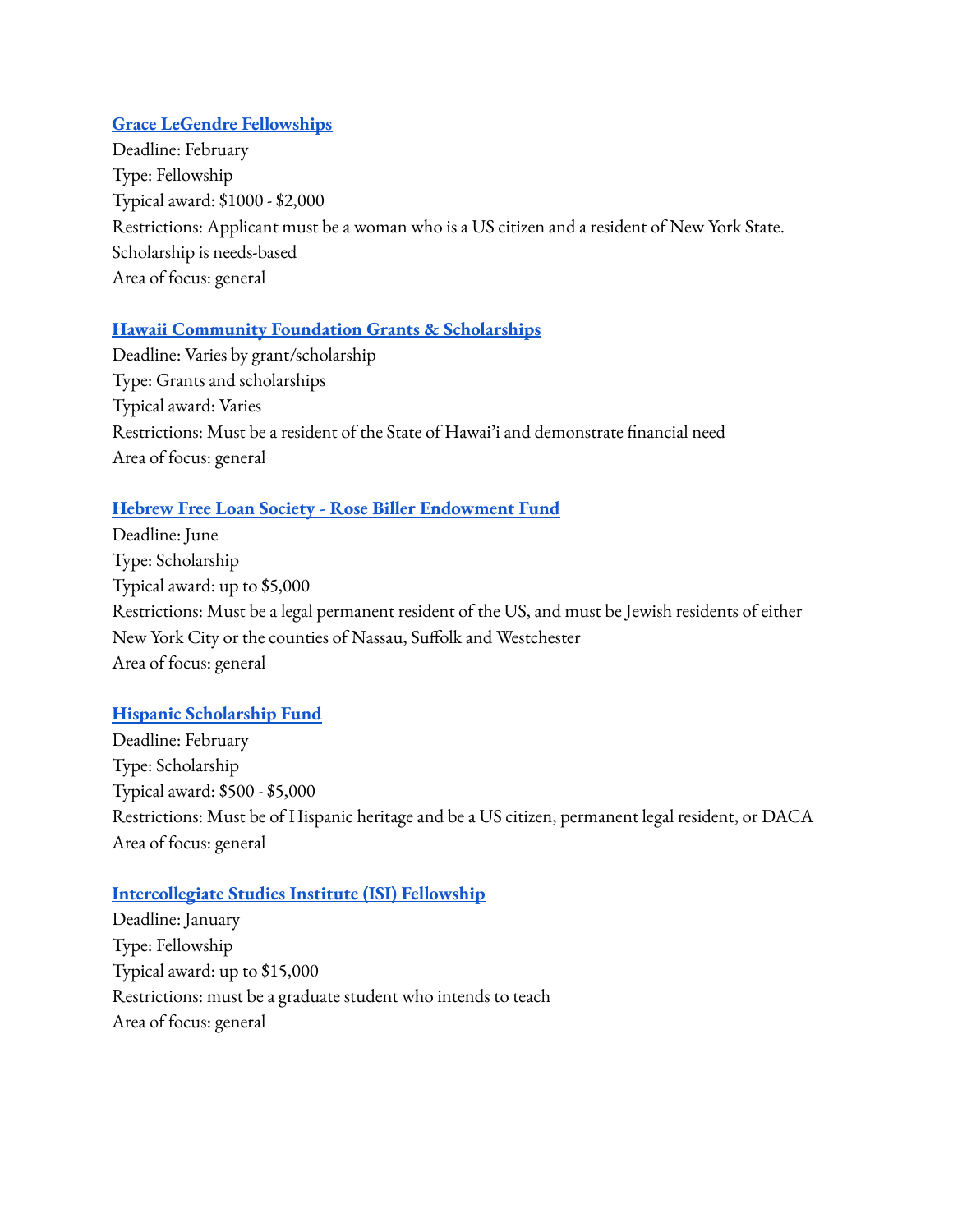**Grace LeGendre Fellowships**
Deadline: February
Type: Fellowship
Typical award: $1000 - $2,000
Restrictions: Applicant must be a woman who is a US citizen and a resident of New York State. Scholarship is needs-based
Area of focus: general

**Hawaii Community Foundation Grants & Scholarships**
Deadline: Varies by grant/scholarship
Type: Grants and scholarships
Typical award: Varies
Restrictions: Must be a resident of the State of Hawai'i and demonstrate financial need
Area of focus: general

**Hebrew Free Loan Society - Rose Biller Endowment Fund**
Deadline: June
Type: Scholarship
Typical award: up to $5,000
Restrictions: Must be a legal permanent resident of the US, and must be Jewish residents of either New York City or the counties of Nassau, Suffolk and Westchester
Area of focus: general

**Hispanic Scholarship Fund**
Deadline: February
Type: Scholarship
Typical award: $500 - $5,000
Restrictions: Must be of Hispanic heritage and be a US citizen, permanent legal resident, or DACA
Area of focus: general

**Intercollegiate Studies Institute (ISI) Fellowship**
Deadline: January
Type: Fellowship
Typical award: up to $15,000
Restrictions: must be a graduate student who intends to teach
Area of focus: general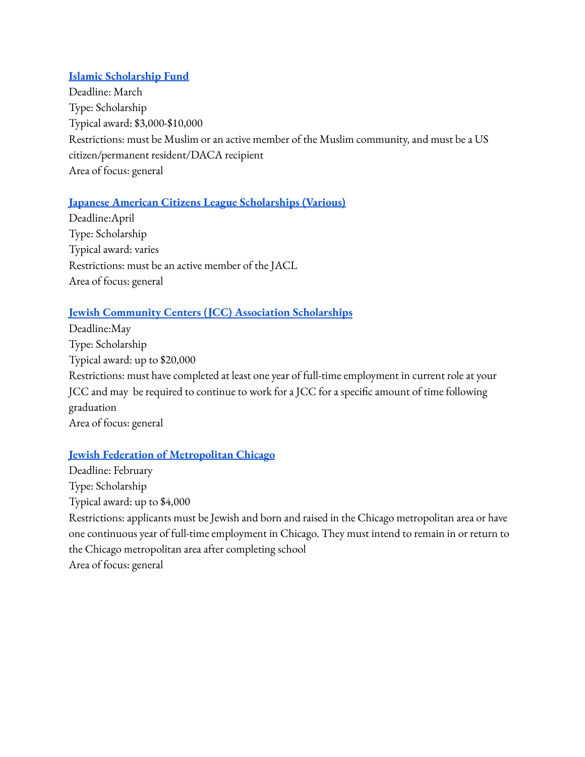**Islamic Scholarship Fund**
Deadline: March
Type: Scholarship
Typical award: $3,000-$10,000
Restrictions: must be Muslim or an active member of the Muslim community, and must be a US citizen/permanent resident/DACA recipient
Area of focus: general

**Japanese American Citizens League Scholarships (Various)**
Deadline:April
Type: Scholarship
Typical award: varies
Restrictions: must be an active member of the JACL
Area of focus: general

**Jewish Community Centers (JCC) Association Scholarships**
Deadline:May
Type: Scholarship
Typical award: up to $20,000
Restrictions: must have completed at least one year of full-time employment in current role at your JCC and may be required to continue to work for a JCC for a specific amount of time following graduation
Area of focus: general

**Jewish Federation of Metropolitan Chicago**
Deadline: February
Type: Scholarship
Typical award: up to $4,000
Restrictions: applicants must be Jewish and born and raised in the Chicago metropolitan area or have one continuous year of full-time employment in Chicago. They must intend to remain in or return to the Chicago metropolitan area after completing school
Area of focus: general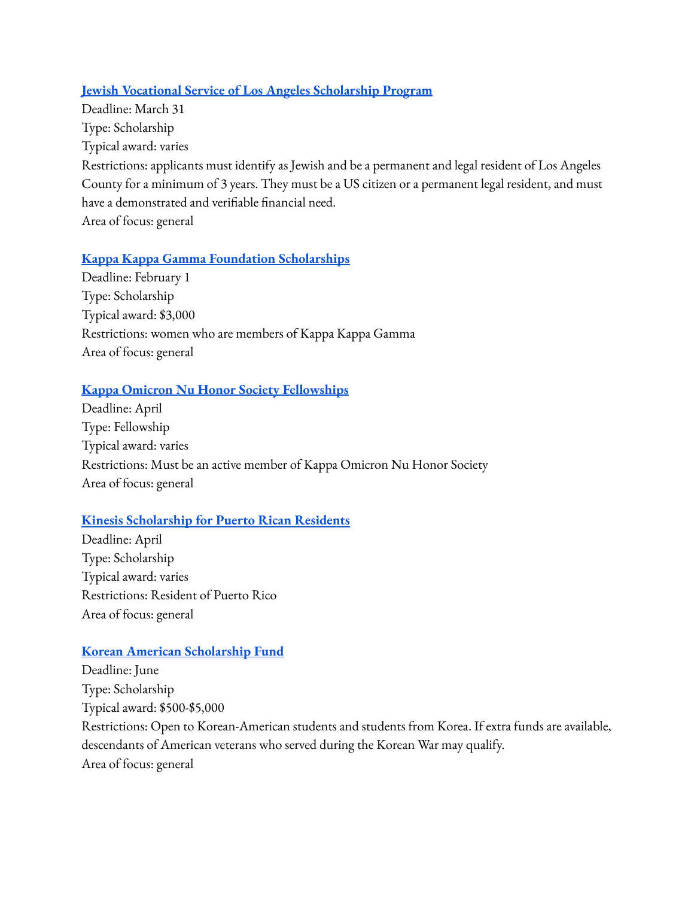### [Jewish Vocational Service of Los Angeles Scholarship Program]

Deadline: March 31
Type: Scholarship
Typical award: varies
Restrictions: applicants must identify as Jewish and be a permanent and legal resident of Los Angeles County for a minimum of 3 years. They must be a US citizen or a permanent legal resident, and must have a demonstrated and verifiable financial need.
Area of focus: general

### [Kappa Kappa Gamma Foundation Scholarships]

Deadline: February 1
Type: Scholarship
Typical award: $3,000
Restrictions: women who are members of Kappa Kappa Gamma
Area of focus: general

### [Kappa Omicron Nu Honor Society Fellowships]

Deadline: April
Type: Fellowship
Typical award: varies
Restrictions: Must be an active member of Kappa Omicron Nu Honor Society
Area of focus: general

### [Kinesis Scholarship for Puerto Rican Residents]

Deadline: April
Type: Scholarship
Typical award: varies
Restrictions: Resident of Puerto Rico
Area of focus: general

### [Korean American Scholarship Fund]

Deadline: June
Type: Scholarship
Typical award: $500-$5,000
Restrictions: Open to Korean-American students and students from Korea. If extra funds are available, descendants of American veterans who served during the Korean War may qualify.
Area of focus: general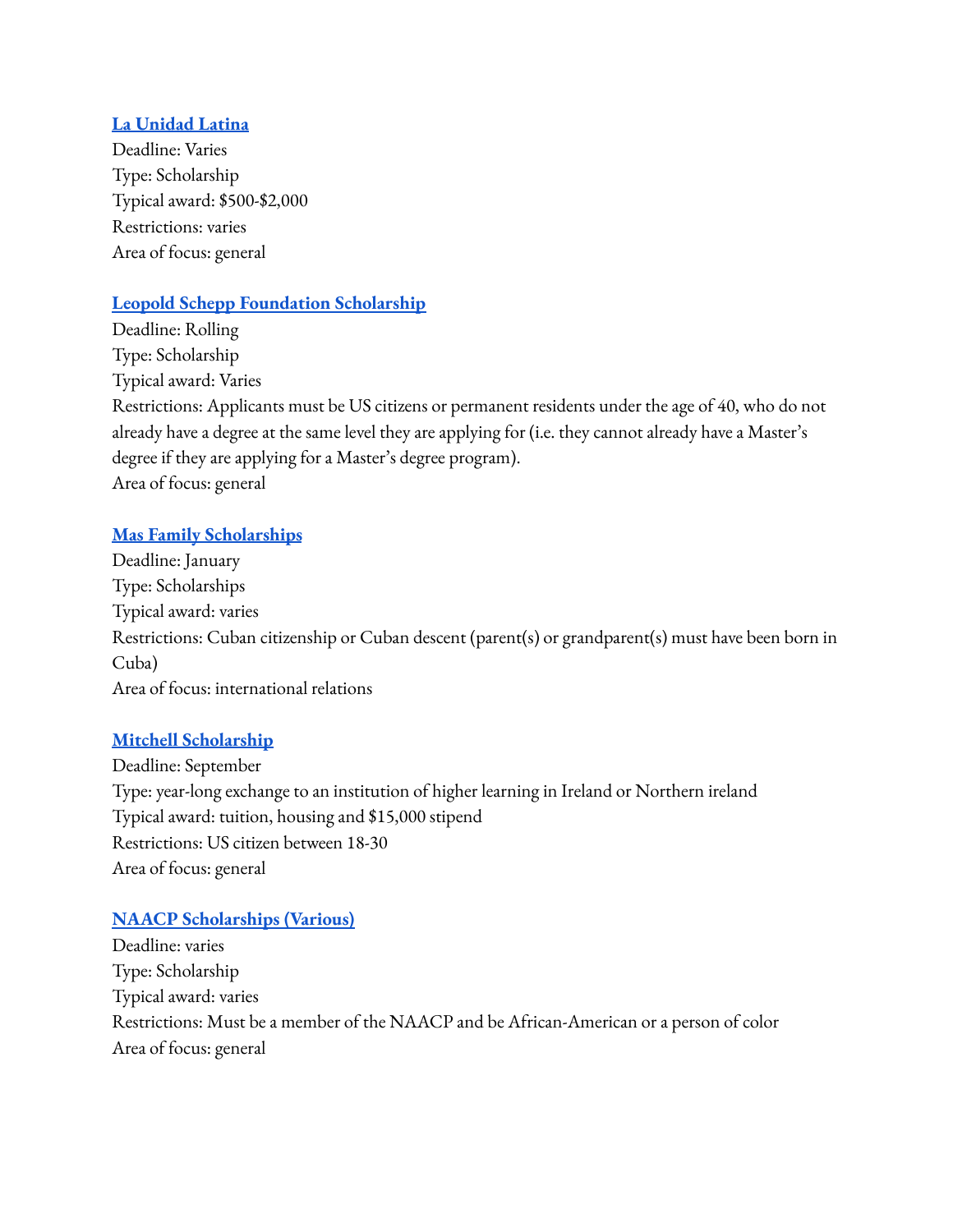**La Unidad Latina**
Deadline: Varies
Type: Scholarship
Typical award: $500-$2,000
Restrictions: varies
Area of focus: general

**Leopold Schepp Foundation Scholarship**
Deadline: Rolling
Type: Scholarship
Typical award: Varies
Restrictions: Applicants must be US citizens or permanent residents under the age of 40, who do not already have a degree at the same level they are applying for (i.e. they cannot already have a Master's degree if they are applying for a Master's degree program).
Area of focus: general

**Mas Family Scholarships**
Deadline: January
Type: Scholarships
Typical award: varies
Restrictions: Cuban citizenship or Cuban descent (parent(s) or grandparent(s) must have been born in Cuba)
Area of focus: international relations

**Mitchell Scholarship**
Deadline: September
Type: year-long exchange to an institution of higher learning in Ireland or Northern ireland
Typical award: tuition, housing and $15,000 stipend
Restrictions: US citizen between 18-30
Area of focus: general

**NAACP Scholarships (Various)**
Deadline: varies
Type: Scholarship
Typical award: varies
Restrictions: Must be a member of the NAACP and be African-American or a person of color
Area of focus: general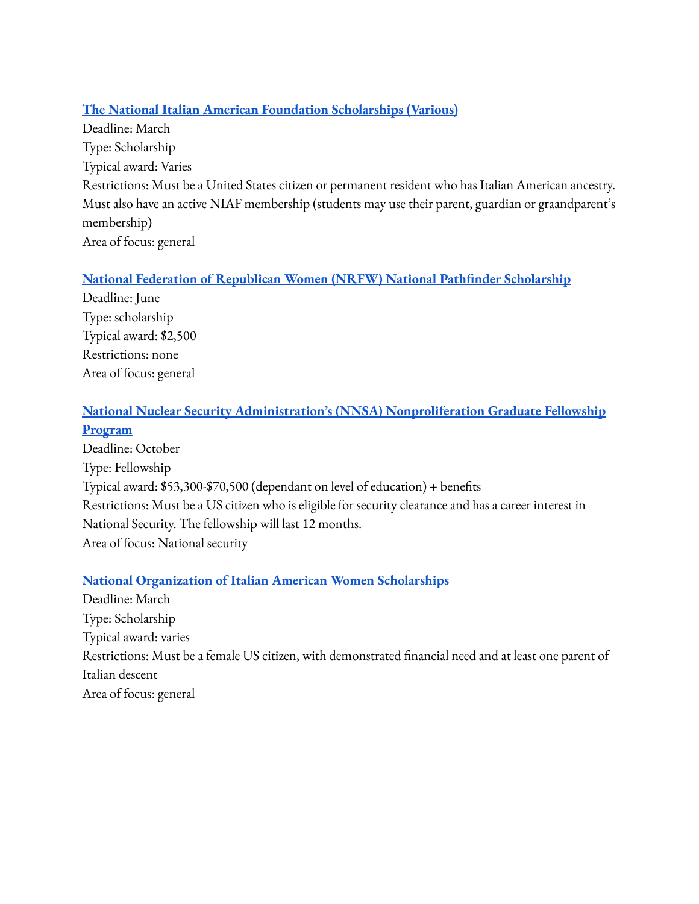**The National Italian American Foundation Scholarships (Various)**

Deadline: March
Type: Scholarship
Typical award: Varies
Restrictions: Must be a United States citizen or permanent resident who has Italian American ancestry. Must also have an active NIAF membership (students may use their parent, guardian or graandparent's membership)
Area of focus: general

**National Federation of Republican Women (NRFW) National Pathfinder Scholarship**

Deadline: June
Type: scholarship
Typical award: $2,500
Restrictions: none
Area of focus: general

**National Nuclear Security Administration's (NNSA) Nonproliferation Graduate Fellowship Program**

Deadline: October
Type: Fellowship
Typical award: $53,300-$70,500 (dependant on level of education) + benefits
Restrictions: Must be a US citizen who is eligible for security clearance and has a career interest in National Security. The fellowship will last 12 months.
Area of focus: National security

**National Organization of Italian American Women Scholarships**

Deadline: March
Type: Scholarship
Typical award: varies
Restrictions: Must be a female US citizen, with demonstrated financial need and at least one parent of Italian descent
Area of focus: general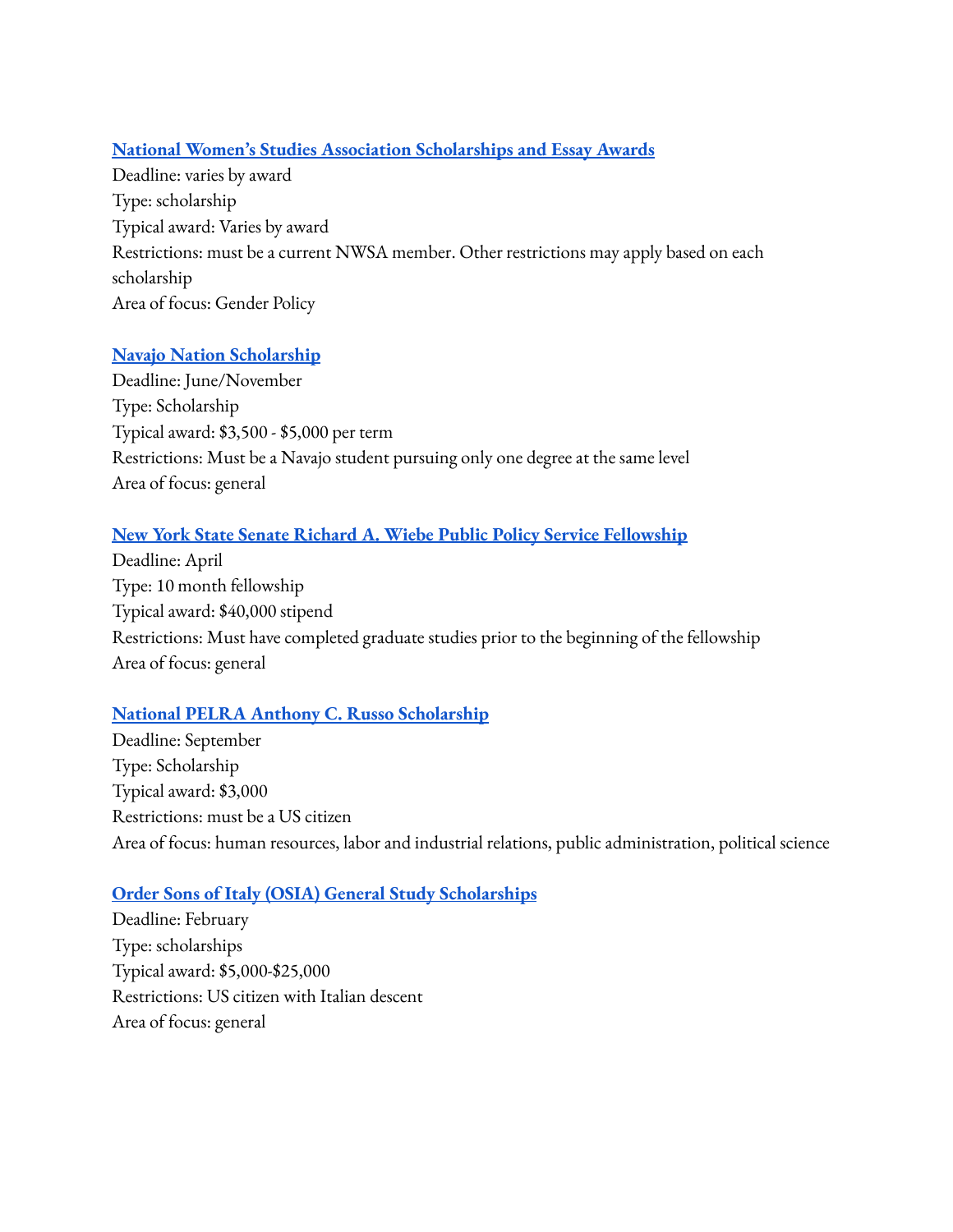**National Women's Studies Association Scholarships and Essay Awards**
Deadline: varies by award
Type: scholarship
Typical award: Varies by award
Restrictions: must be a current NWSA member. Other restrictions may apply based on each scholarship
Area of focus: Gender Policy

**Navajo Nation Scholarship**
Deadline: June/November
Type: Scholarship
Typical award: $3,500 - $5,000 per term
Restrictions: Must be a Navajo student pursuing only one degree at the same level
Area of focus: general

**New York State Senate Richard A. Wiebe Public Policy Service Fellowship**
Deadline: April
Type: 10 month fellowship
Typical award: $40,000 stipend
Restrictions: Must have completed graduate studies prior to the beginning of the fellowship
Area of focus: general

**National PELRA Anthony C. Russo Scholarship**
Deadline: September
Type: Scholarship
Typical award: $3,000
Restrictions: must be a US citizen
Area of focus: human resources, labor and industrial relations, public administration, political science

**Order Sons of Italy (OSIA) General Study Scholarships**
Deadline: February
Type: scholarships
Typical award: $5,000-$25,000
Restrictions: US citizen with Italian descent
Area of focus: general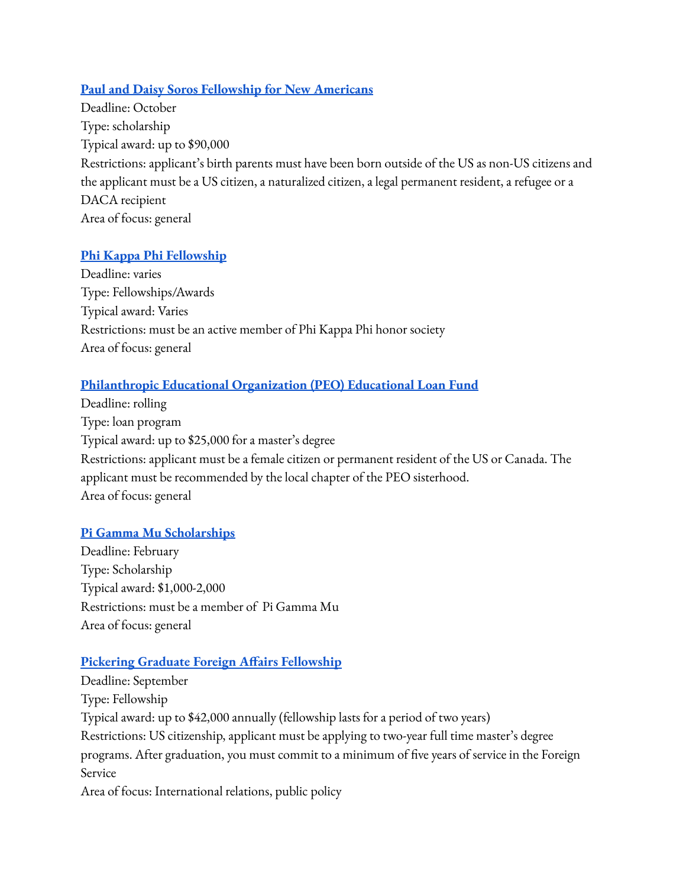**Paul and Daisy Soros Fellowship for New Americans**
Deadline: October
Type: scholarship
Typical award: up to $90,000
Restrictions: applicant's birth parents must have been born outside of the US as non-US citizens and the applicant must be a US citizen, a naturalized citizen, a legal permanent resident, a refugee or a DACA recipient
Area of focus: general

**Phi Kappa Phi Fellowship**
Deadline: varies
Type: Fellowships/Awards
Typical award: Varies
Restrictions: must be an active member of Phi Kappa Phi honor society
Area of focus: general

**Philanthropic Educational Organization (PEO) Educational Loan Fund**
Deadline: rolling
Type: loan program
Typical award: up to $25,000 for a master's degree
Restrictions: applicant must be a female citizen or permanent resident of the US or Canada. The applicant must be recommended by the local chapter of the PEO sisterhood.
Area of focus: general

**Pi Gamma Mu Scholarships**
Deadline: February
Type: Scholarship
Typical award: $1,000-2,000
Restrictions: must be a member of Pi Gamma Mu
Area of focus: general

**Pickering Graduate Foreign Affairs Fellowship**
Deadline: September
Type: Fellowship
Typical award: up to $42,000 annually (fellowship lasts for a period of two years)
Restrictions: US citizenship, applicant must be applying to two-year full time master's degree programs. After graduation, you must commit to a minimum of five years of service in the Foreign Service
Area of focus: International relations, public policy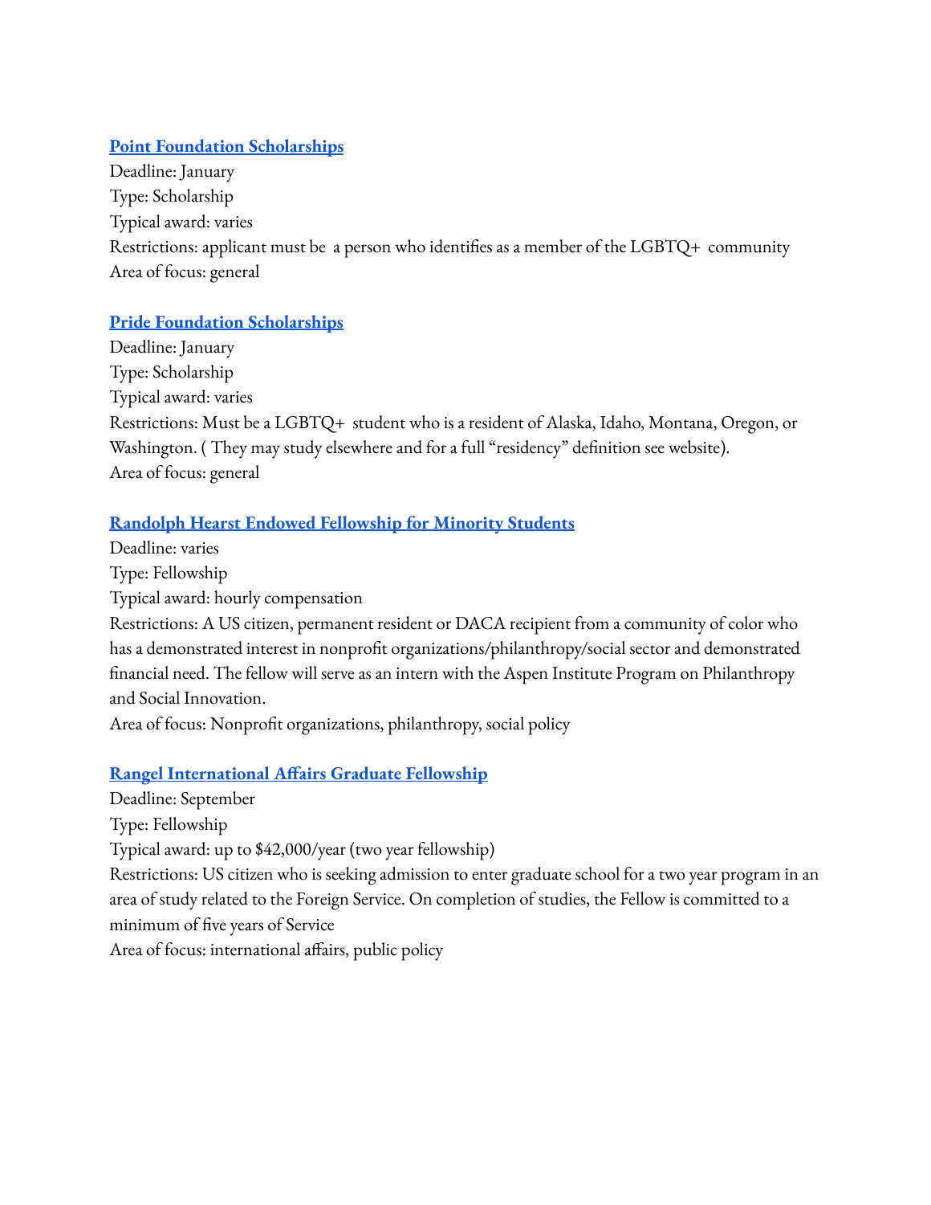**Point Foundation Scholarships**
Deadline: January
Type: Scholarship
Typical award: varies
Restrictions: applicant must be a person who identifies as a member of the LGBTQ+ community
Area of focus: general

**Pride Foundation Scholarships**
Deadline: January
Type: Scholarship
Typical award: varies
Restrictions: Must be a LGBTQ+ student who is a resident of Alaska, Idaho, Montana, Oregon, or Washington. ( They may study elsewhere and for a full "residency" definition see website).
Area of focus: general

**Randolph Hearst Endowed Fellowship for Minority Students**
Deadline: varies
Type: Fellowship
Typical award: hourly compensation
Restrictions: A US citizen, permanent resident or DACA recipient from a community of color who has a demonstrated interest in nonprofit organizations/philanthropy/social sector and demonstrated financial need. The fellow will serve as an intern with the Aspen Institute Program on Philanthropy and Social Innovation.
Area of focus: Nonprofit organizations, philanthropy, social policy

**Rangel International Affairs Graduate Fellowship**
Deadline: September
Type: Fellowship
Typical award: up to $42,000/year (two year fellowship)
Restrictions: US citizen who is seeking admission to enter graduate school for a two year program in an area of study related to the Foreign Service. On completion of studies, the Fellow is committed to a minimum of five years of Service
Area of focus: international affairs, public policy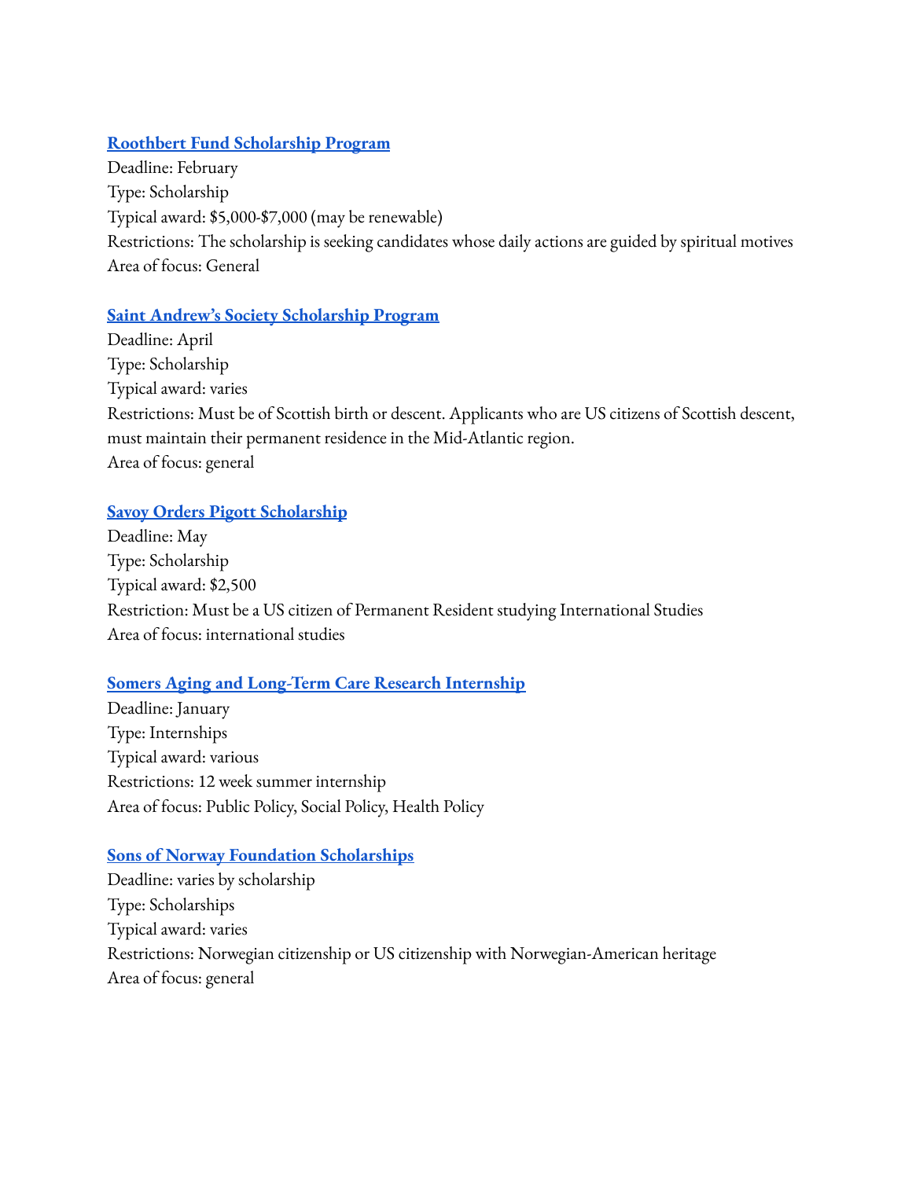**Roothbert Fund Scholarship Program**
Deadline: February
Type: Scholarship
Typical award: $5,000-$7,000 (may be renewable)
Restrictions: The scholarship is seeking candidates whose daily actions are guided by spiritual motives
Area of focus: General

**Saint Andrew's Society Scholarship Program**
Deadline: April
Type: Scholarship
Typical award: varies
Restrictions: Must be of Scottish birth or descent. Applicants who are US citizens of Scottish descent, must maintain their permanent residence in the Mid-Atlantic region.
Area of focus: general

**Savoy Orders Pigott Scholarship**
Deadline: May
Type: Scholarship
Typical award: $2,500
Restriction: Must be a US citizen of Permanent Resident studying International Studies
Area of focus: international studies

**Somers Aging and Long-Term Care Research Internship**
Deadline: January
Type: Internships
Typical award: various
Restrictions: 12 week summer internship
Area of focus: Public Policy, Social Policy, Health Policy

**Sons of Norway Foundation Scholarships**
Deadline: varies by scholarship
Type: Scholarships
Typical award: varies
Restrictions: Norwegian citizenship or US citizenship with Norwegian-American heritage
Area of focus: general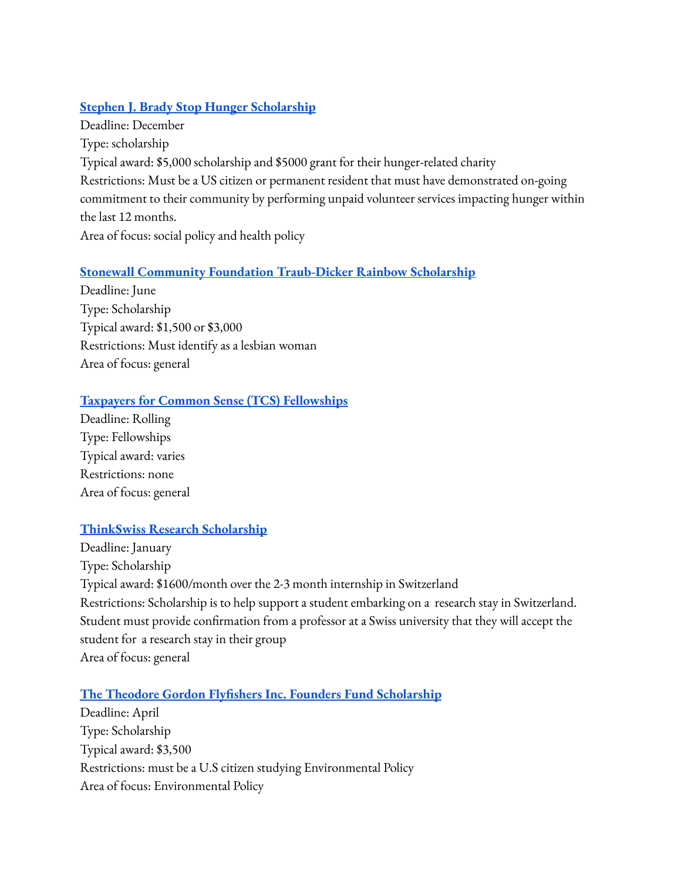**[Stephen J. Brady Stop Hunger Scholarship]**

Deadline: December

Type: scholarship

Typical award: $5,000 scholarship and $5000 grant for their hunger-related charity

Restrictions: Must be a US citizen or permanent resident that must have demonstrated on-going commitment to their community by performing unpaid volunteer services impacting hunger within the last 12 months.

Area of focus: social policy and health policy

**[Stonewall Community Foundation Traub-Dicker Rainbow Scholarship]**

Deadline: June

Type: Scholarship

Typical award: $1,500 or $3,000

Restrictions: Must identify as a lesbian woman

Area of focus: general

**[Taxpayers for Common Sense (TCS) Fellowships]**

Deadline: Rolling

Type: Fellowships

Typical award: varies

Restrictions: none

Area of focus: general

**[ThinkSwiss Research Scholarship]**

Deadline: January

Type: Scholarship

Typical award: $1600/month over the 2-3 month internship in Switzerland

Restrictions: Scholarship is to help support a student embarking on a research stay in Switzerland. Student must provide confirmation from a professor at a Swiss university that they will accept the student for a research stay in their group

Area of focus: general

**[The Theodore Gordon Flyfishers Inc. Founders Fund Scholarship]**

Deadline: April

Type: Scholarship

Typical award: $3,500

Restrictions: must be a U.S citizen studying Environmental Policy

Area of focus: Environmental Policy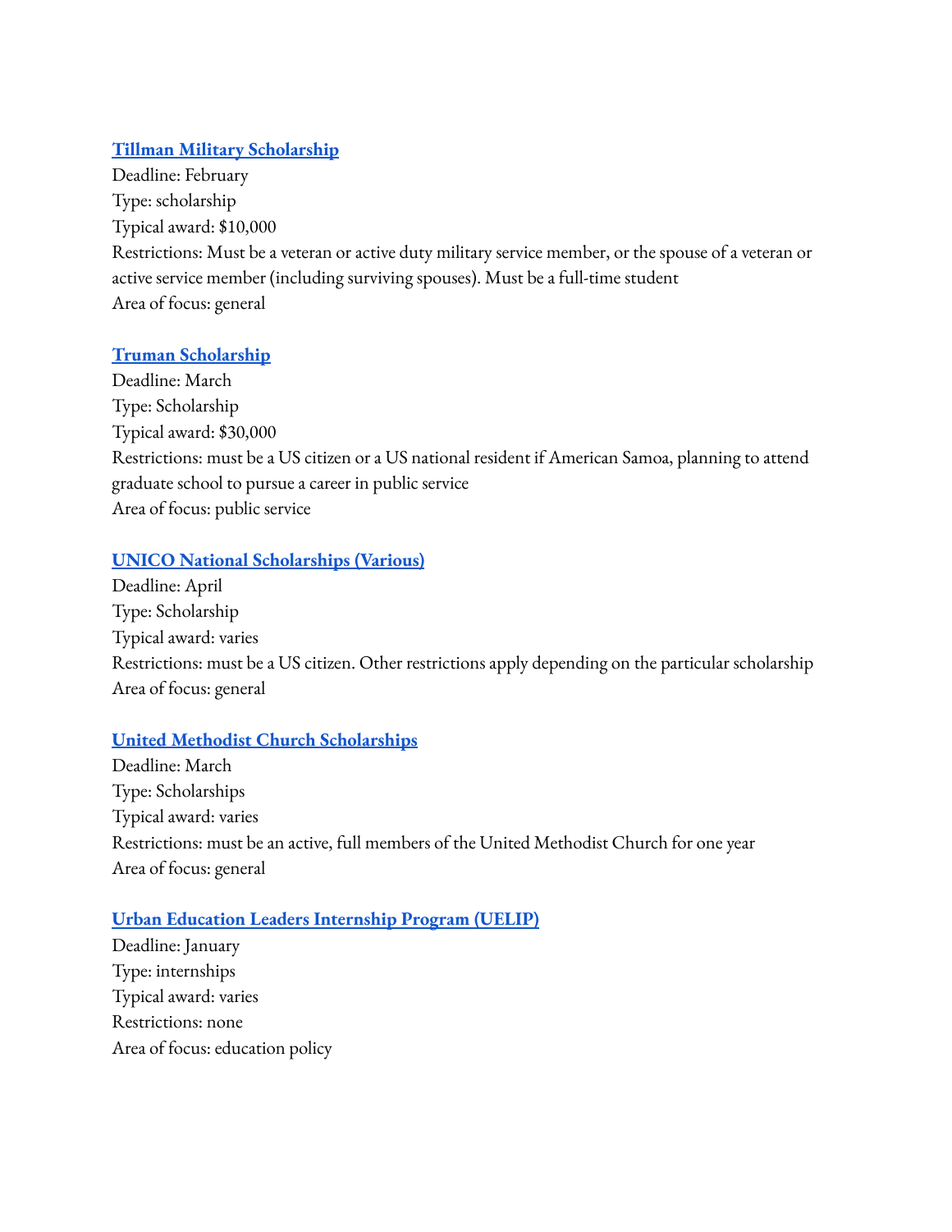**Tillman Military Scholarship**
Deadline: February
Type: scholarship
Typical award: $10,000
Restrictions: Must be a veteran or active duty military service member, or the spouse of a veteran or active service member (including surviving spouses). Must be a full-time student
Area of focus: general

**Truman Scholarship**
Deadline: March
Type: Scholarship
Typical award: $30,000
Restrictions: must be a US citizen or a US national resident if American Samoa, planning to attend graduate school to pursue a career in public service
Area of focus: public service

**UNICO National Scholarships (Various)**
Deadline: April
Type: Scholarship
Typical award: varies
Restrictions: must be a US citizen. Other restrictions apply depending on the particular scholarship
Area of focus: general

**United Methodist Church Scholarships**
Deadline: March
Type: Scholarships
Typical award: varies
Restrictions: must be an active, full members of the United Methodist Church for one year
Area of focus: general

**Urban Education Leaders Internship Program (UELIP)**
Deadline: January
Type: internships
Typical award: varies
Restrictions: none
Area of focus: education policy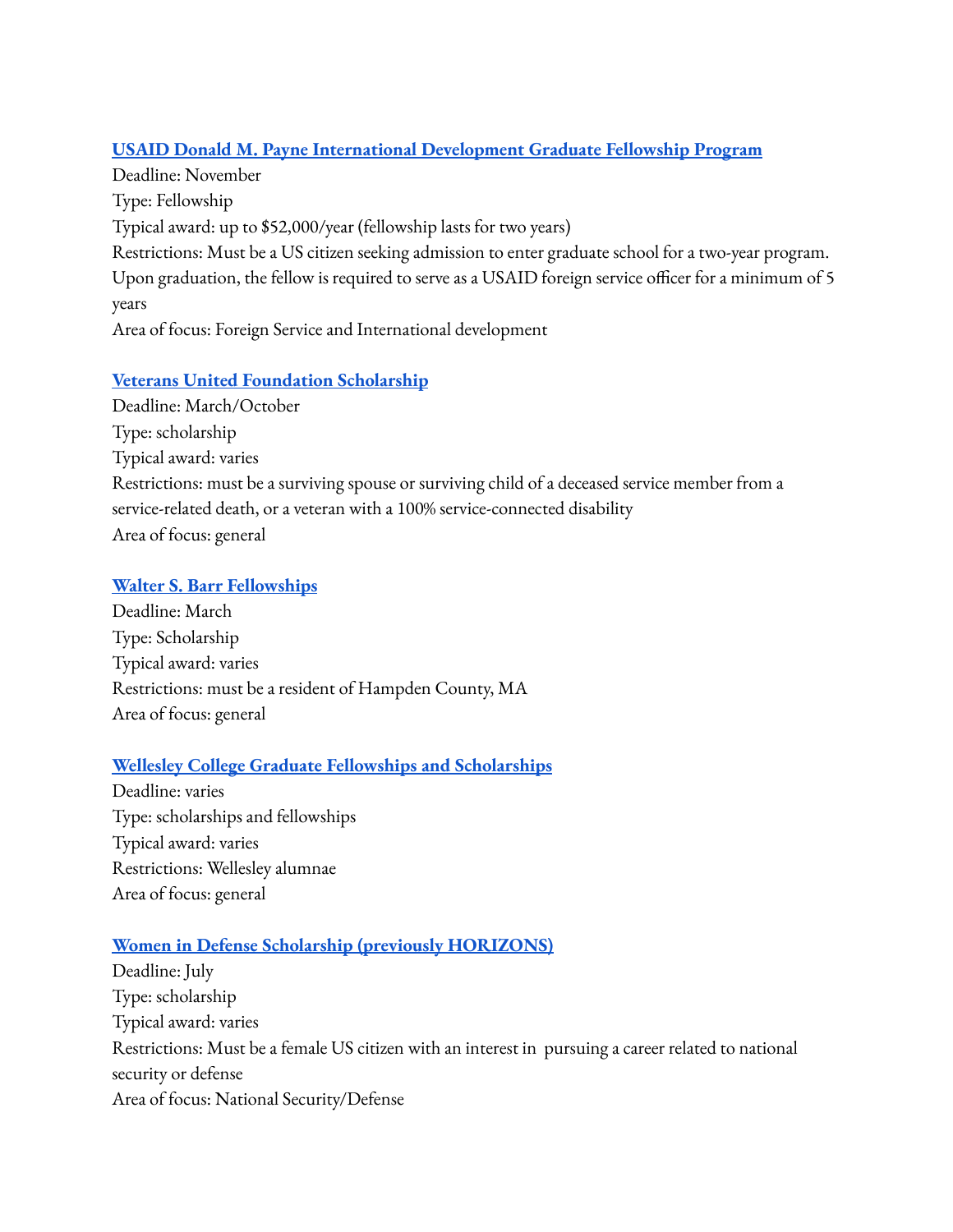### USAID Donald M. Payne International Development Graduate Fellowship Program

Deadline: November
Type: Fellowship
Typical award: up to $52,000/year (fellowship lasts for two years)
Restrictions: Must be a US citizen seeking admission to enter graduate school for a two-year program. Upon graduation, the fellow is required to serve as a USAID foreign service officer for a minimum of 5 years
Area of focus: Foreign Service and International development

### Veterans United Foundation Scholarship

Deadline: March/October
Type: scholarship
Typical award: varies
Restrictions: must be a surviving spouse or surviving child of a deceased service member from a service-related death, or a veteran with a 100% service-connected disability
Area of focus: general

### Walter S. Barr Fellowships

Deadline: March
Type: Scholarship
Typical award: varies
Restrictions: must be a resident of Hampden County, MA
Area of focus: general

### Wellesley College Graduate Fellowships and Scholarships

Deadline: varies
Type: scholarships and fellowships
Typical award: varies
Restrictions: Wellesley alumnae
Area of focus: general

### Women in Defense Scholarship (previously HORIZONS)

Deadline: July
Type: scholarship
Typical award: varies
Restrictions: Must be a female US citizen with an interest in pursuing a career related to national security or defense
Area of focus: National Security/Defense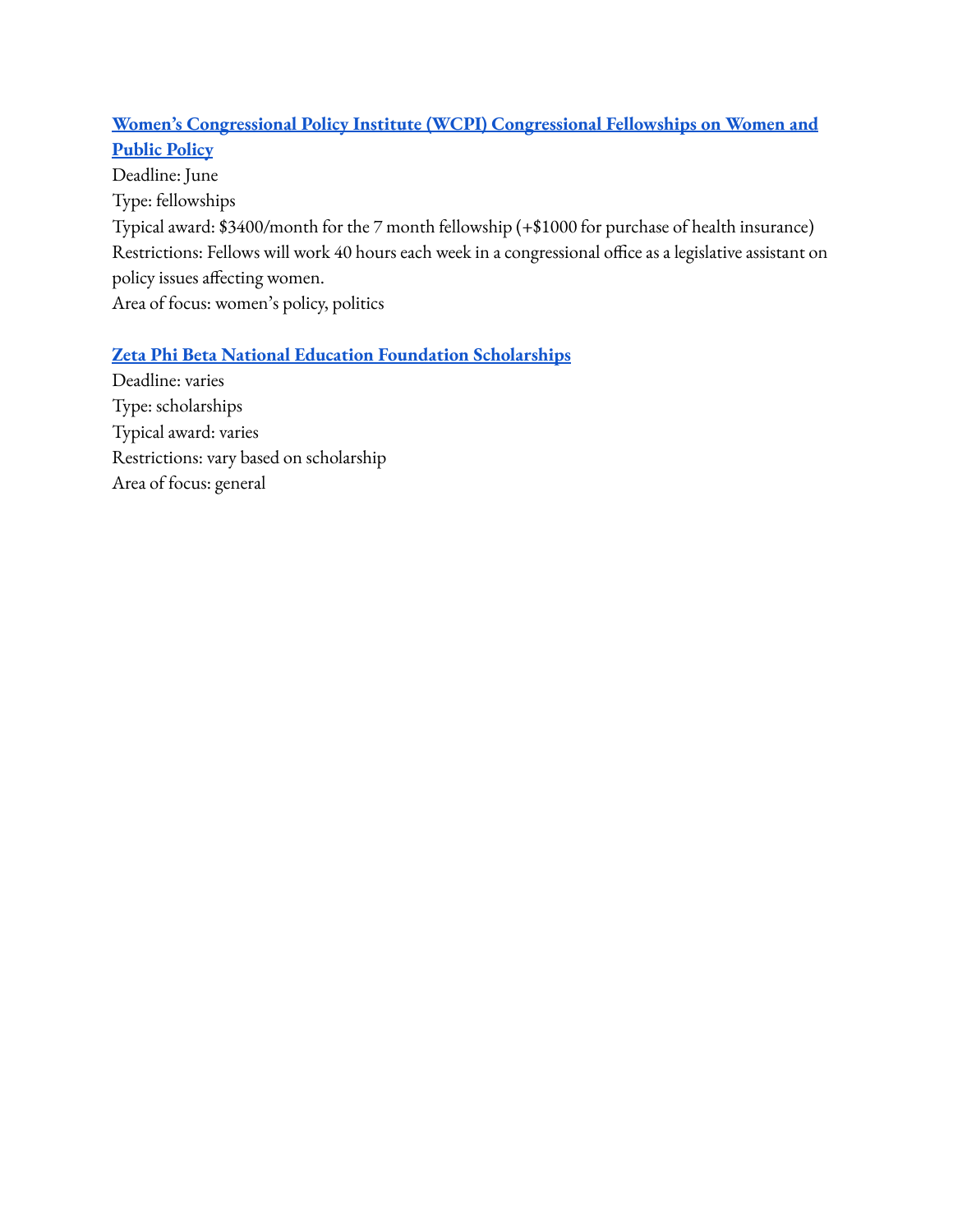**[Women's Congressional Policy Institute (WCPI) Congressional Fellowships on Women and Public Policy]()**

Deadline: June

Type: fellowships

Typical award: $3400/month for the 7 month fellowship (+$1000 for purchase of health insurance)

Restrictions: Fellows will work 40 hours each week in a congressional office as a legislative assistant on policy issues affecting women.

Area of focus: women's policy, politics

**[Zeta Phi Beta National Education Foundation Scholarships]()**

Deadline: varies

Type: scholarships

Typical award: varies

Restrictions: vary based on scholarship

Area of focus: general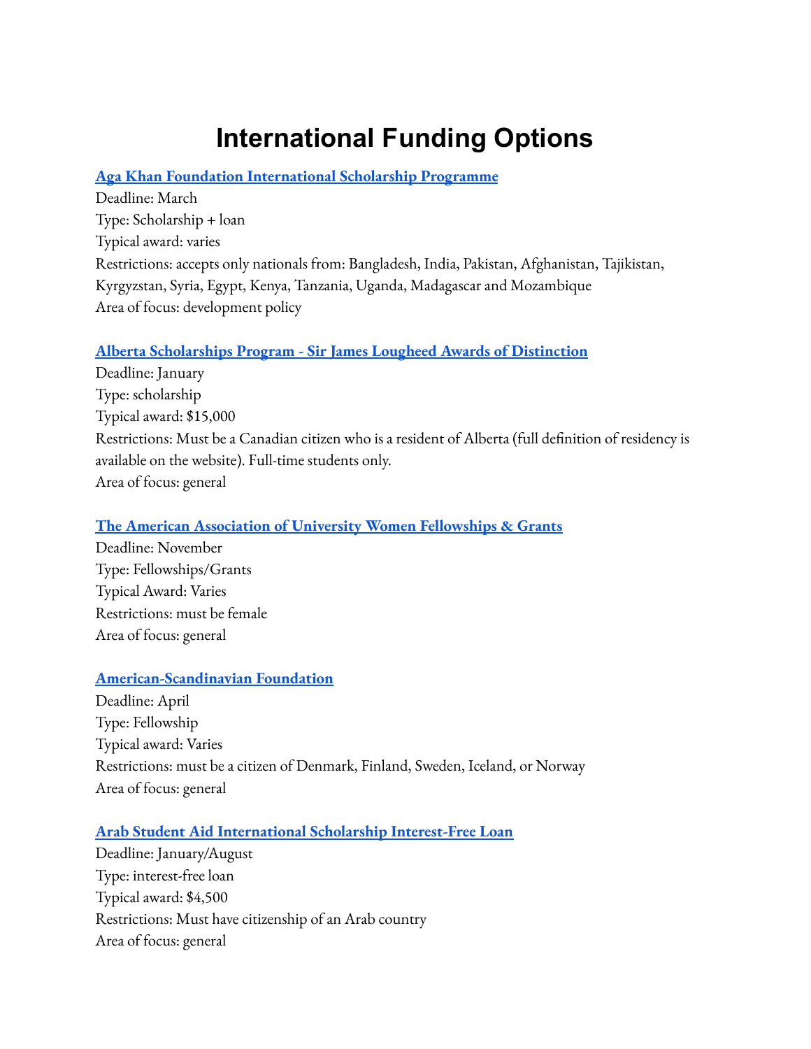# International Funding Options

**Aga Khan Foundation International Scholarship Programme**
Deadline: March
Type: Scholarship + loan
Typical award: varies
Restrictions: accepts only nationals from: Bangladesh, India, Pakistan, Afghanistan, Tajikistan, Kyrgyzstan, Syria, Egypt, Kenya, Tanzania, Uganda, Madagascar and Mozambique
Area of focus: development policy

**Alberta Scholarships Program - Sir James Lougheed Awards of Distinction**
Deadline: January
Type: scholarship
Typical award: $15,000
Restrictions: Must be a Canadian citizen who is a resident of Alberta (full definition of residency is available on the website). Full-time students only.
Area of focus: general

**The American Association of University Women Fellowships & Grants**
Deadline: November
Type: Fellowships/Grants
Typical Award: Varies
Restrictions: must be female
Area of focus: general

**American-Scandinavian Foundation**
Deadline: April
Type: Fellowship
Typical award: Varies
Restrictions: must be a citizen of Denmark, Finland, Sweden, Iceland, or Norway
Area of focus: general

**Arab Student Aid International Scholarship Interest-Free Loan**
Deadline: January/August
Type: interest-free loan
Typical award: $4,500
Restrictions: Must have citizenship of an Arab country
Area of focus: general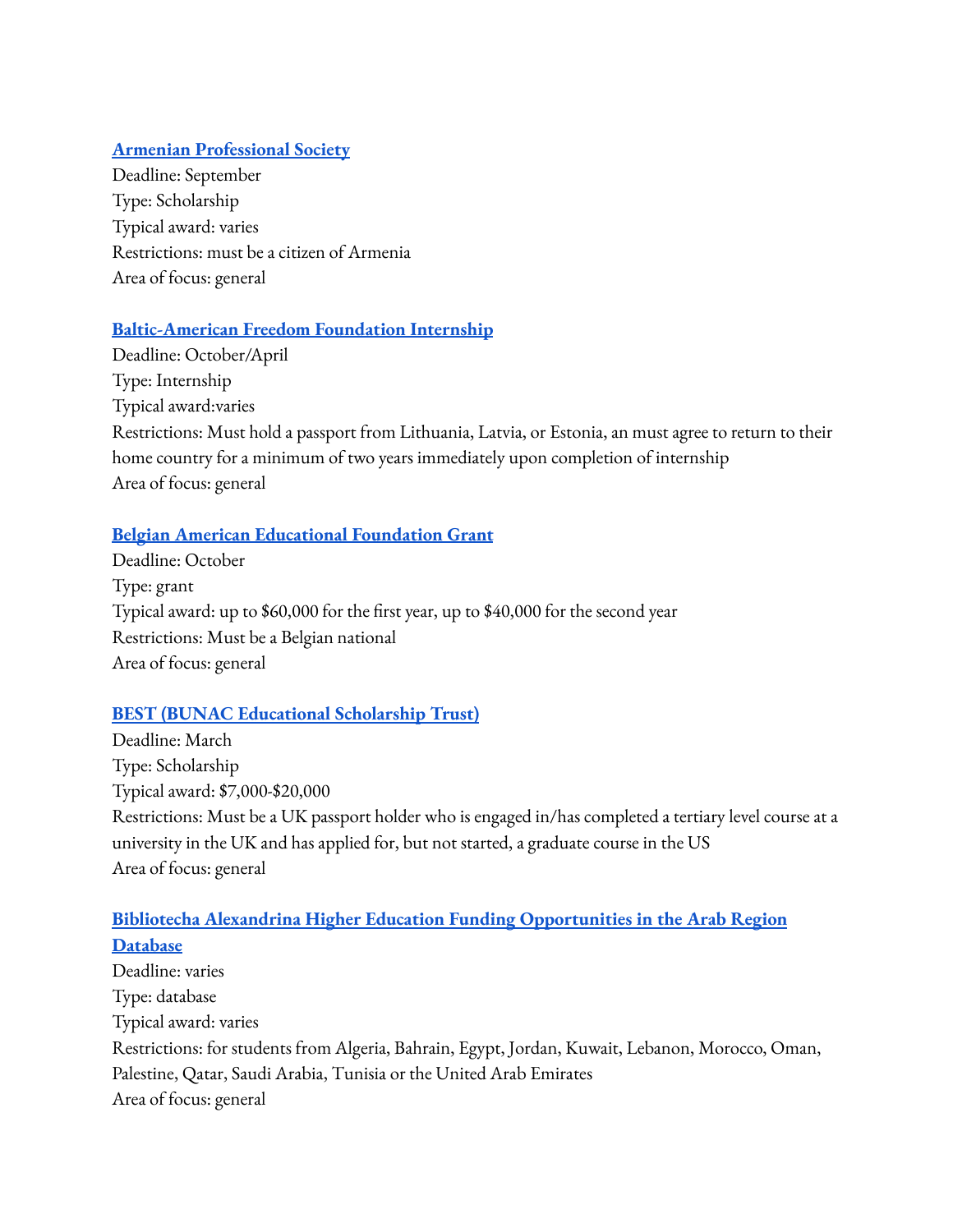**Armenian Professional Society**
Deadline: September
Type: Scholarship
Typical award: varies
Restrictions: must be a citizen of Armenia
Area of focus: general

**Baltic-American Freedom Foundation Internship**
Deadline: October/April
Type: Internship
Typical award:varies
Restrictions: Must hold a passport from Lithuania, Latvia, or Estonia, an must agree to return to their home country for a minimum of two years immediately upon completion of internship
Area of focus: general

**Belgian American Educational Foundation Grant**
Deadline: October
Type: grant
Typical award: up to $60,000 for the first year, up to $40,000 for the second year
Restrictions: Must be a Belgian national
Area of focus: general

**BEST (BUNAC Educational Scholarship Trust)**
Deadline: March
Type: Scholarship
Typical award: $7,000-$20,000
Restrictions: Must be a UK passport holder who is engaged in/has completed a tertiary level course at a university in the UK and has applied for, but not started, a graduate course in the US
Area of focus: general

**Bibliotecha Alexandrina Higher Education Funding Opportunities in the Arab Region Database**
Deadline: varies
Type: database
Typical award: varies
Restrictions: for students from Algeria, Bahrain, Egypt, Jordan, Kuwait, Lebanon, Morocco, Oman, Palestine, Qatar, Saudi Arabia, Tunisia or the United Arab Emirates
Area of focus: general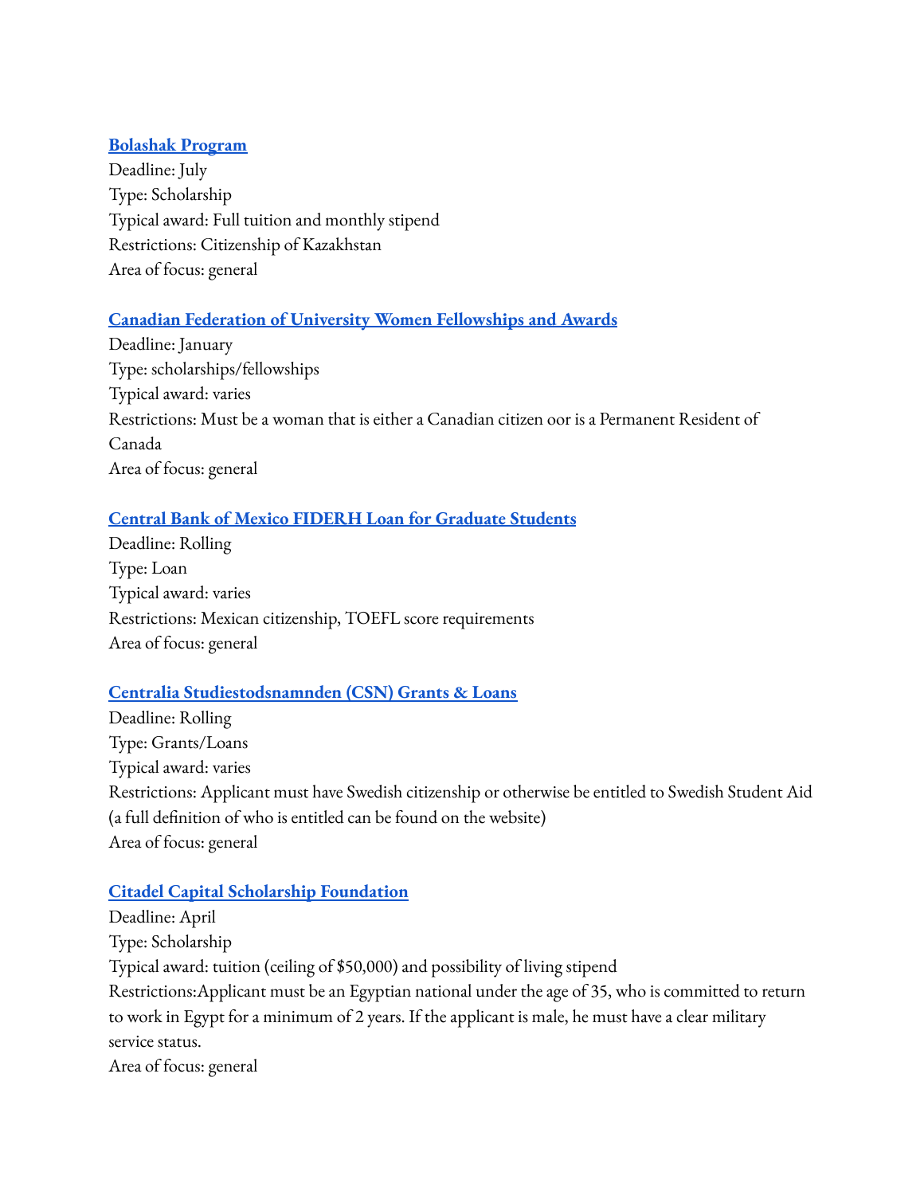[**Bolashak Program**]()
Deadline: July
Type: Scholarship
Typical award: Full tuition and monthly stipend
Restrictions: Citizenship of Kazakhstan
Area of focus: general

[**Canadian Federation of University Women Fellowships and Awards**]()
Deadline: January
Type: scholarships/fellowships
Typical award: varies
Restrictions: Must be a woman that is either a Canadian citizen oor is a Permanent Resident of Canada
Area of focus: general

[**Central Bank of Mexico FIDERH Loan for Graduate Students**]()
Deadline: Rolling
Type: Loan
Typical award: varies
Restrictions: Mexican citizenship, TOEFL score requirements
Area of focus: general

[**Centralia Studiestodsnamnden (CSN) Grants & Loans**]()
Deadline: Rolling
Type: Grants/Loans
Typical award: varies
Restrictions: Applicant must have Swedish citizenship or otherwise be entitled to Swedish Student Aid (a full definition of who is entitled can be found on the website)
Area of focus: general

[**Citadel Capital Scholarship Foundation**]()
Deadline: April
Type: Scholarship
Typical award: tuition (ceiling of $50,000) and possibility of living stipend
Restrictions:Applicant must be an Egyptian national under the age of 35, who is committed to return to work in Egypt for a minimum of 2 years. If the applicant is male, he must have a clear military service status.
Area of focus: general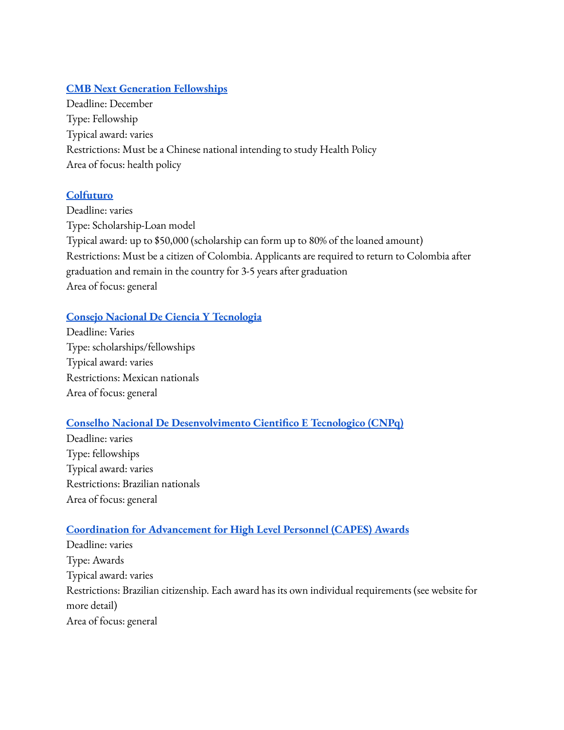**CMB Next Generation Fellowships**
Deadline: December
Type: Fellowship
Typical award: varies
Restrictions: Must be a Chinese national intending to study Health Policy
Area of focus: health policy

**Colfuturo**
Deadline: varies
Type: Scholarship-Loan model
Typical award: up to $50,000 (scholarship can form up to 80% of the loaned amount)
Restrictions: Must be a citizen of Colombia. Applicants are required to return to Colombia after graduation and remain in the country for 3-5 years after graduation
Area of focus: general

**Consejo Nacional De Ciencia Y Tecnologia**
Deadline: Varies
Type: scholarships/fellowships
Typical award: varies
Restrictions: Mexican nationals
Area of focus: general

**Conselho Nacional De Desenvolvimento Cientifico E Tecnologico (CNPq)**
Deadline: varies
Type: fellowships
Typical award: varies
Restrictions: Brazilian nationals
Area of focus: general

**Coordination for Advancement for High Level Personnel (CAPES) Awards**
Deadline: varies
Type: Awards
Typical award: varies
Restrictions: Brazilian citizenship. Each award has its own individual requirements (see website for more detail)
Area of focus: general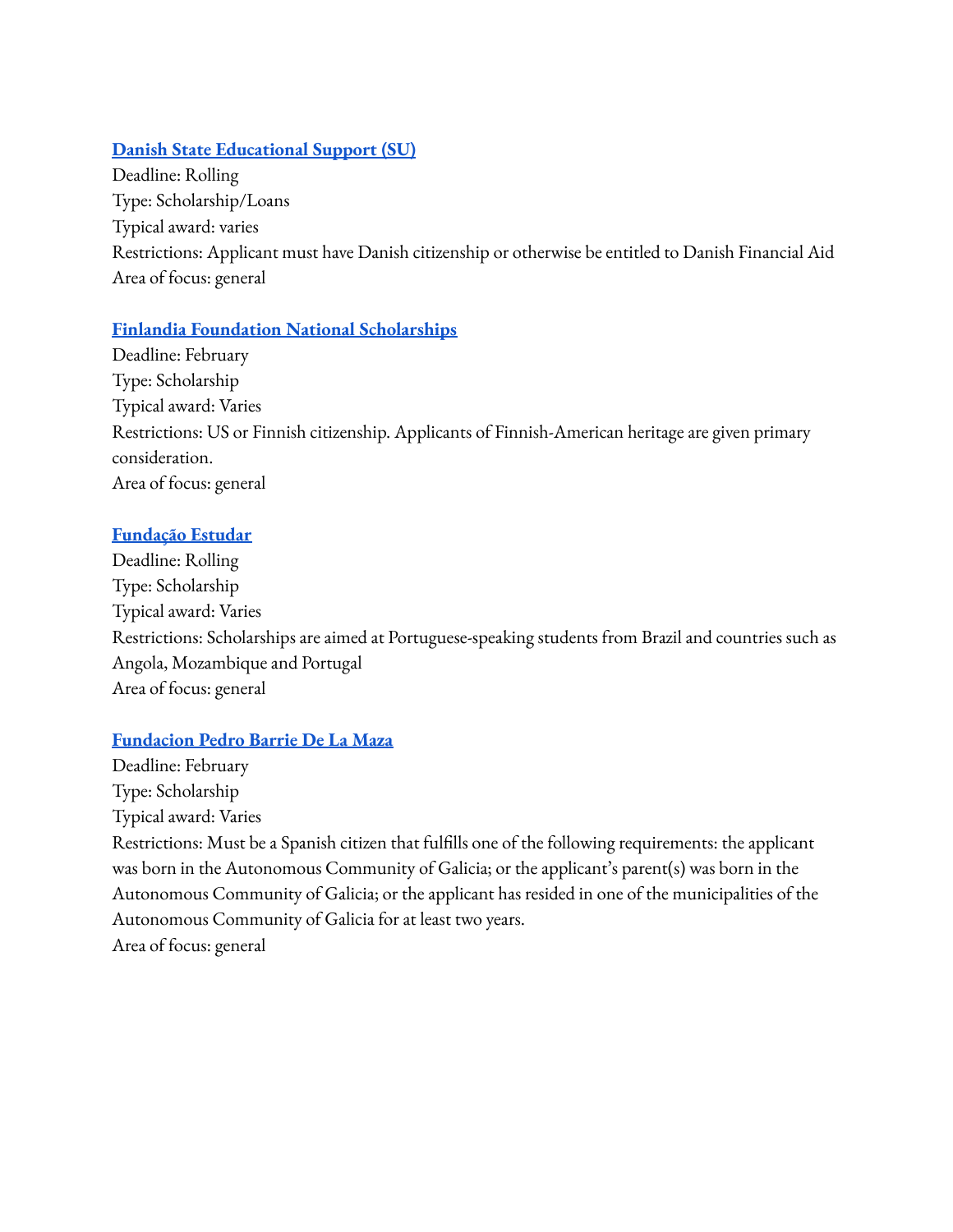**Danish State Educational Support (SU)**
Deadline: Rolling
Type: Scholarship/Loans
Typical award: varies
Restrictions: Applicant must have Danish citizenship or otherwise be entitled to Danish Financial Aid
Area of focus: general

**Finlandia Foundation National Scholarships**
Deadline: February
Type: Scholarship
Typical award: Varies
Restrictions: US or Finnish citizenship. Applicants of Finnish-American heritage are given primary consideration.
Area of focus: general

**Fundação Estudar**
Deadline: Rolling
Type: Scholarship
Typical award: Varies
Restrictions: Scholarships are aimed at Portuguese-speaking students from Brazil and countries such as Angola, Mozambique and Portugal
Area of focus: general

**Fundacion Pedro Barrie De La Maza**
Deadline: February
Type: Scholarship
Typical award: Varies
Restrictions: Must be a Spanish citizen that fulfills one of the following requirements: the applicant was born in the Autonomous Community of Galicia; or the applicant's parent(s) was born in the Autonomous Community of Galicia; or the applicant has resided in one of the municipalities of the Autonomous Community of Galicia for at least two years.
Area of focus: general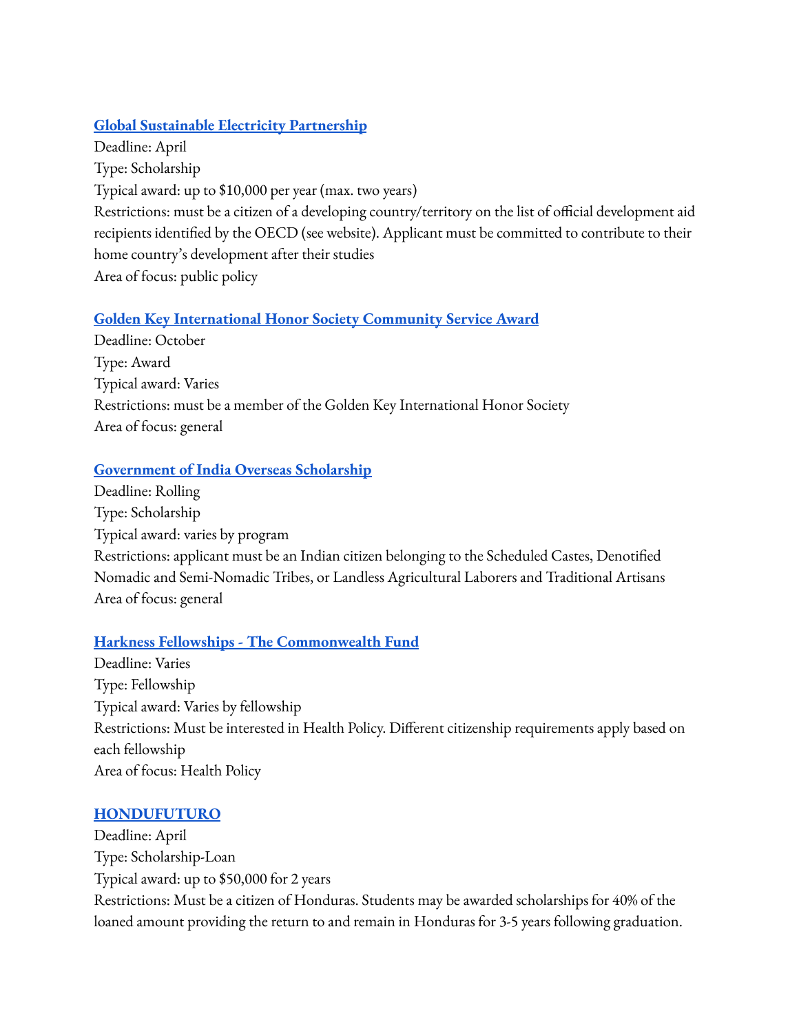**Global Sustainable Electricity Partnership**
Deadline: April
Type: Scholarship
Typical award: up to $10,000 per year (max. two years)
Restrictions: must be a citizen of a developing country/territory on the list of official development aid recipients identified by the OECD (see website). Applicant must be committed to contribute to their home country's development after their studies
Area of focus: public policy

**Golden Key International Honor Society Community Service Award**
Deadline: October
Type: Award
Typical award: Varies
Restrictions: must be a member of the Golden Key International Honor Society
Area of focus: general

**Government of India Overseas Scholarship**
Deadline: Rolling
Type: Scholarship
Typical award: varies by program
Restrictions: applicant must be an Indian citizen belonging to the Scheduled Castes, Denotified Nomadic and Semi-Nomadic Tribes, or Landless Agricultural Laborers and Traditional Artisans
Area of focus: general

**Harkness Fellowships - The Commonwealth Fund**
Deadline: Varies
Type: Fellowship
Typical award: Varies by fellowship
Restrictions: Must be interested in Health Policy. Different citizenship requirements apply based on each fellowship
Area of focus: Health Policy

**HONDUFUTURO**
Deadline: April
Type: Scholarship-Loan
Typical award: up to $50,000 for 2 years
Restrictions: Must be a citizen of Honduras. Students may be awarded scholarships for 40% of the loaned amount providing the return to and remain in Honduras for 3-5 years following graduation.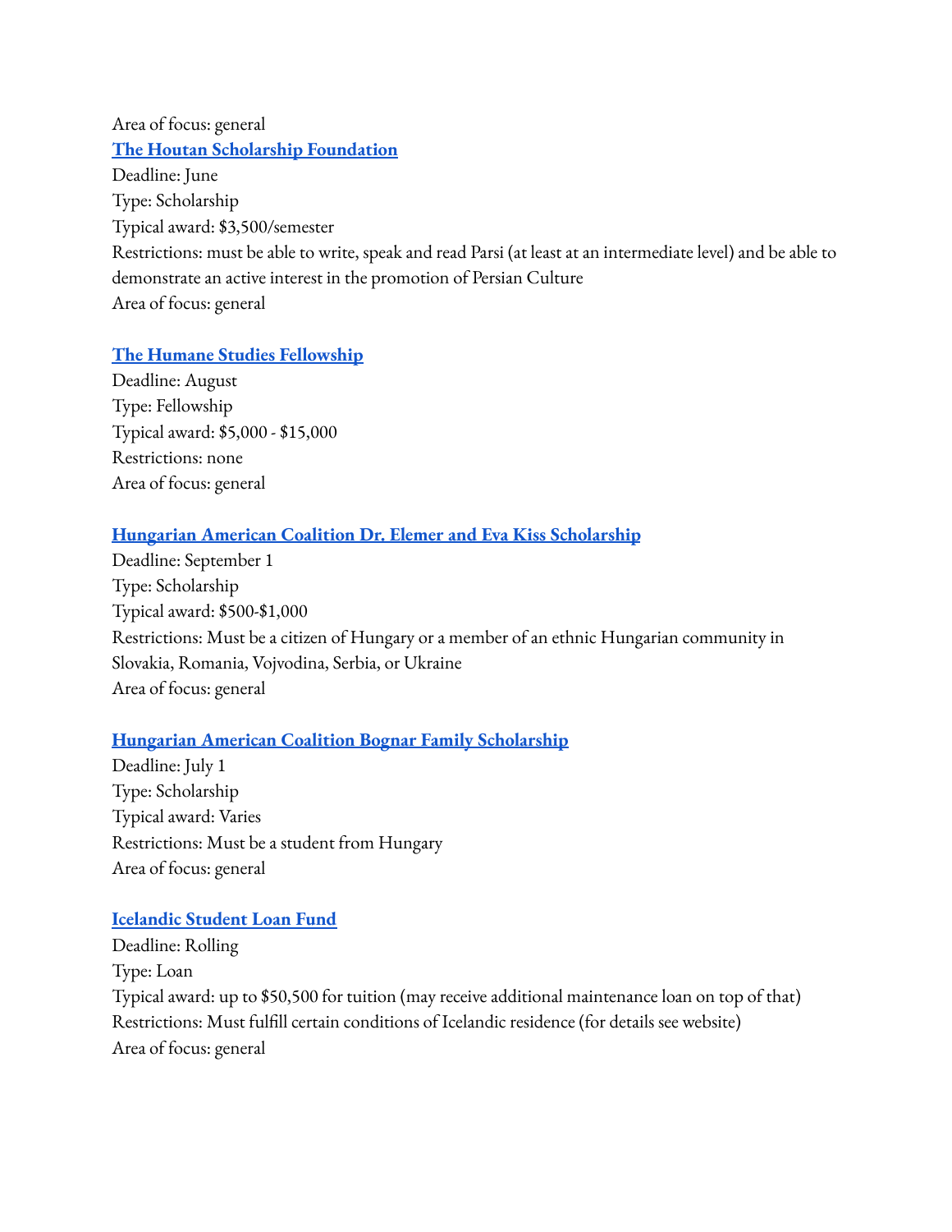Area of focus: general

**[The Houtan Scholarship Foundation]()**
Deadline: June
Type: Scholarship
Typical award: $3,500/semester
Restrictions: must be able to write, speak and read Parsi (at least at an intermediate level) and be able to demonstrate an active interest in the promotion of Persian Culture
Area of focus: general

**[The Humane Studies Fellowship]()**
Deadline: August
Type: Fellowship
Typical award: $5,000 - $15,000
Restrictions: none
Area of focus: general

**[Hungarian American Coalition Dr. Elemer and Eva Kiss Scholarship]()**
Deadline: September 1
Type: Scholarship
Typical award: $500-$1,000
Restrictions: Must be a citizen of Hungary or a member of an ethnic Hungarian community in Slovakia, Romania, Vojvodina, Serbia, or Ukraine
Area of focus: general

**[Hungarian American Coalition Bognar Family Scholarship]()**
Deadline: July 1
Type: Scholarship
Typical award: Varies
Restrictions: Must be a student from Hungary
Area of focus: general

**[Icelandic Student Loan Fund]()**
Deadline: Rolling
Type: Loan
Typical award: up to $50,500 for tuition (may receive additional maintenance loan on top of that)
Restrictions: Must fulfill certain conditions of Icelandic residence (for details see website)
Area of focus: general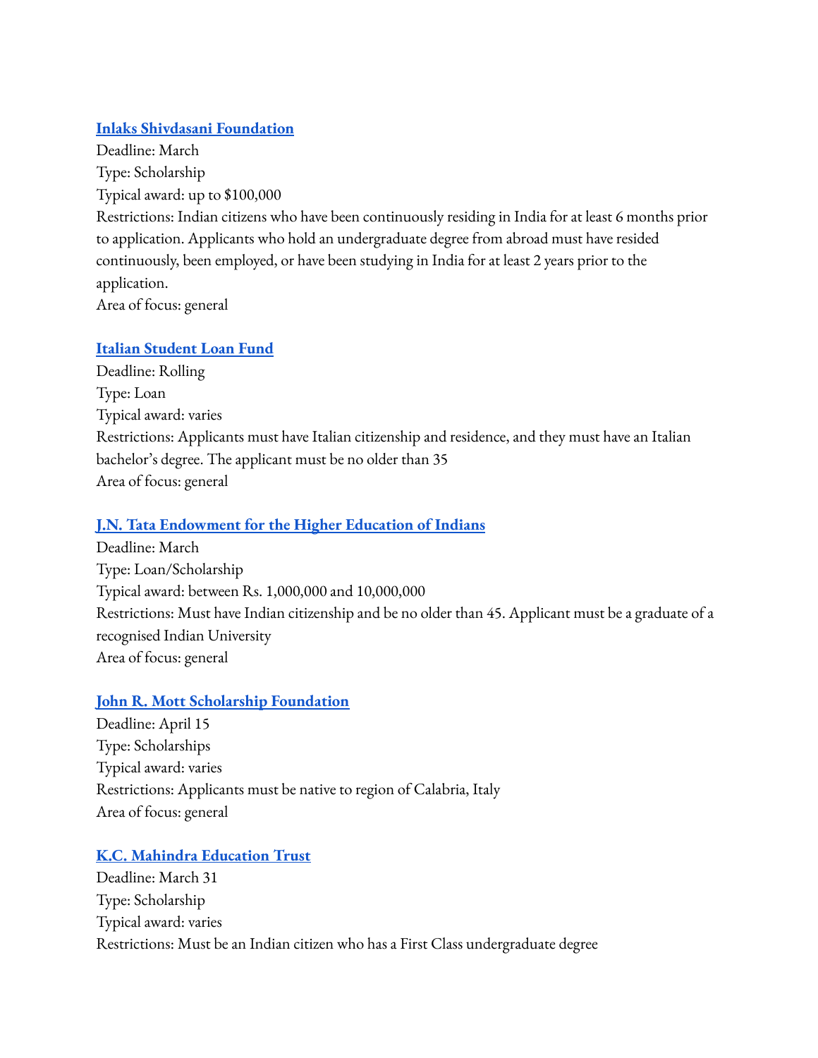**Inlaks Shivdasani Foundation**
Deadline: March
Type: Scholarship
Typical award: up to $100,000
Restrictions: Indian citizens who have been continuously residing in India for at least 6 months prior to application. Applicants who hold an undergraduate degree from abroad must have resided continuously, been employed, or have been studying in India for at least 2 years prior to the application.
Area of focus: general

**Italian Student Loan Fund**
Deadline: Rolling
Type: Loan
Typical award: varies
Restrictions: Applicants must have Italian citizenship and residence, and they must have an Italian bachelor's degree. The applicant must be no older than 35
Area of focus: general

**J.N. Tata Endowment for the Higher Education of Indians**
Deadline: March
Type: Loan/Scholarship
Typical award: between Rs. 1,000,000 and 10,000,000
Restrictions: Must have Indian citizenship and be no older than 45. Applicant must be a graduate of a recognised Indian University
Area of focus: general

**John R. Mott Scholarship Foundation**
Deadline: April 15
Type: Scholarships
Typical award: varies
Restrictions: Applicants must be native to region of Calabria, Italy
Area of focus: general

**K.C. Mahindra Education Trust**
Deadline: March 31
Type: Scholarship
Typical award: varies
Restrictions: Must be an Indian citizen who has a First Class undergraduate degree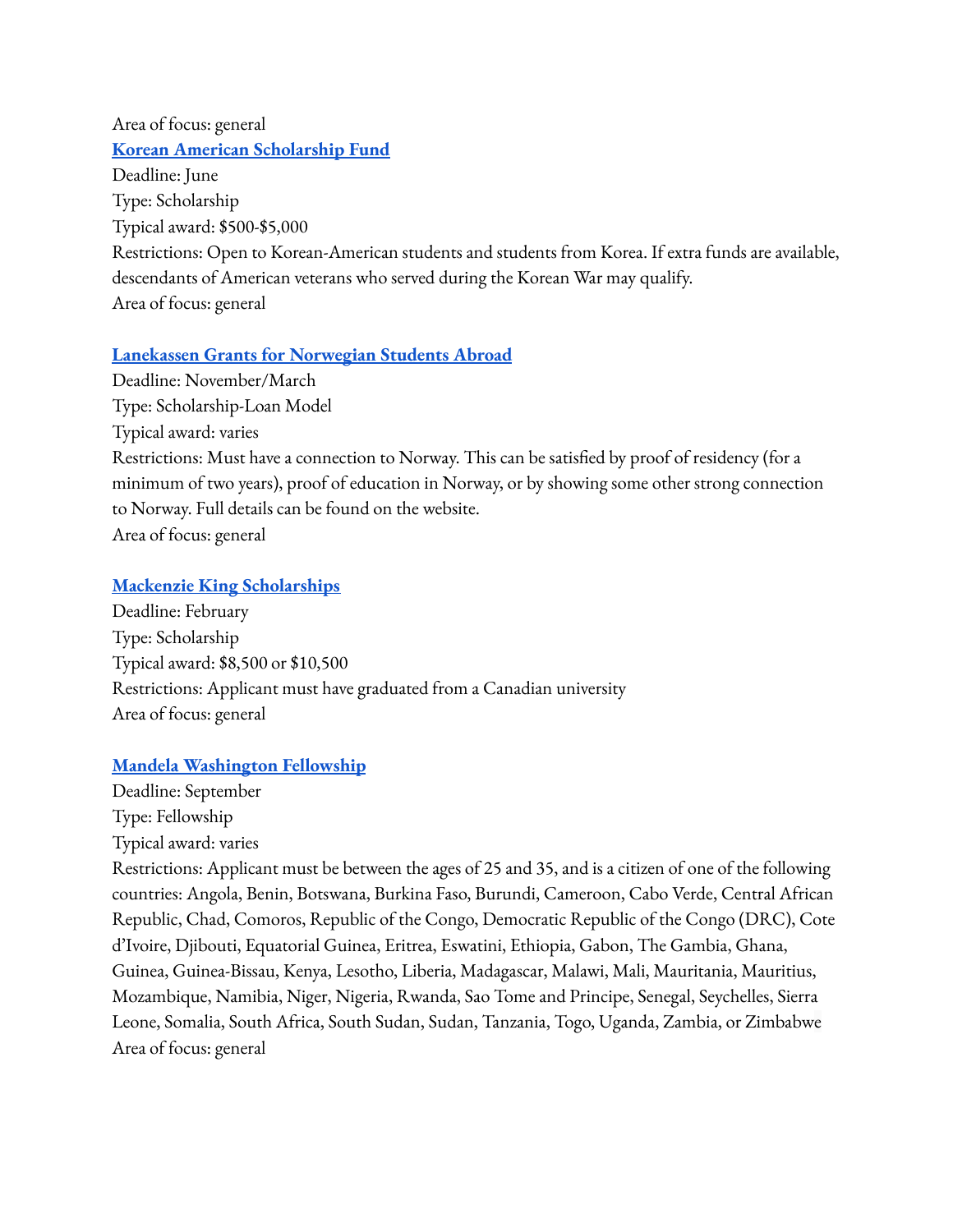Area of focus: general

**[Korean American Scholarship Fund]**

Deadline: June

Type: Scholarship

Typical award: $500-$5,000

Restrictions: Open to Korean-American students and students from Korea. If extra funds are available, descendants of American veterans who served during the Korean War may qualify.

Area of focus: general

**[Lanekassen Grants for Norwegian Students Abroad]**

Deadline: November/March

Type: Scholarship-Loan Model

Typical award: varies

Restrictions: Must have a connection to Norway. This can be satisfied by proof of residency (for a minimum of two years), proof of education in Norway, or by showing some other strong connection to Norway. Full details can be found on the website.

Area of focus: general

**[Mackenzie King Scholarships]**

Deadline: February

Type: Scholarship

Typical award: $8,500 or $10,500

Restrictions: Applicant must have graduated from a Canadian university

Area of focus: general

**[Mandela Washington Fellowship]**

Deadline: September

Type: Fellowship

Typical award: varies

Restrictions: Applicant must be between the ages of 25 and 35, and is a citizen of one of the following countries: Angola, Benin, Botswana, Burkina Faso, Burundi, Cameroon, Cabo Verde, Central African Republic, Chad, Comoros, Republic of the Congo, Democratic Republic of the Congo (DRC), Cote d'Ivoire, Djibouti, Equatorial Guinea, Eritrea, Eswatini, Ethiopia, Gabon, The Gambia, Ghana, Guinea, Guinea-Bissau, Kenya, Lesotho, Liberia, Madagascar, Malawi, Mali, Mauritania, Mauritius, Mozambique, Namibia, Niger, Nigeria, Rwanda, Sao Tome and Principe, Senegal, Seychelles, Sierra Leone, Somalia, South Africa, South Sudan, Sudan, Tanzania, Togo, Uganda, Zambia, or Zimbabwe

Area of focus: general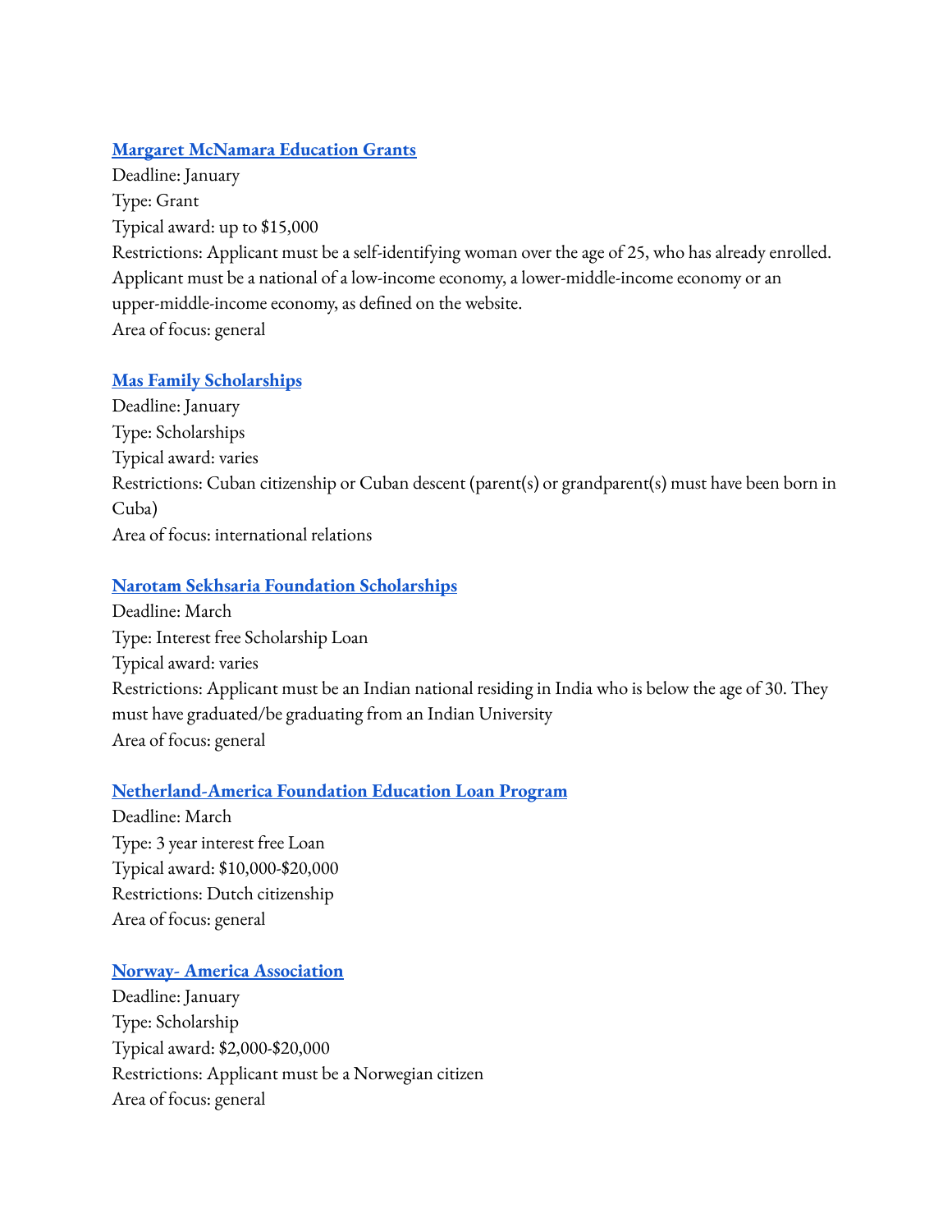**Margaret McNamara Education Grants**
Deadline: January
Type: Grant
Typical award: up to $15,000
Restrictions: Applicant must be a self-identifying woman over the age of 25, who has already enrolled. Applicant must be a national of a low-income economy, a lower-middle-income economy or an upper-middle-income economy, as defined on the website.
Area of focus: general

**Mas Family Scholarships**
Deadline: January
Type: Scholarships
Typical award: varies
Restrictions: Cuban citizenship or Cuban descent (parent(s) or grandparent(s) must have been born in Cuba)
Area of focus: international relations

**Narotam Sekhsaria Foundation Scholarships**
Deadline: March
Type: Interest free Scholarship Loan
Typical award: varies
Restrictions: Applicant must be an Indian national residing in India who is below the age of 30. They must have graduated/be graduating from an Indian University
Area of focus: general

**Netherland-America Foundation Education Loan Program**
Deadline: March
Type: 3 year interest free Loan
Typical award: $10,000-$20,000
Restrictions: Dutch citizenship
Area of focus: general

**Norway- America Association**
Deadline: January
Type: Scholarship
Typical award: $2,000-$20,000
Restrictions: Applicant must be a Norwegian citizen
Area of focus: general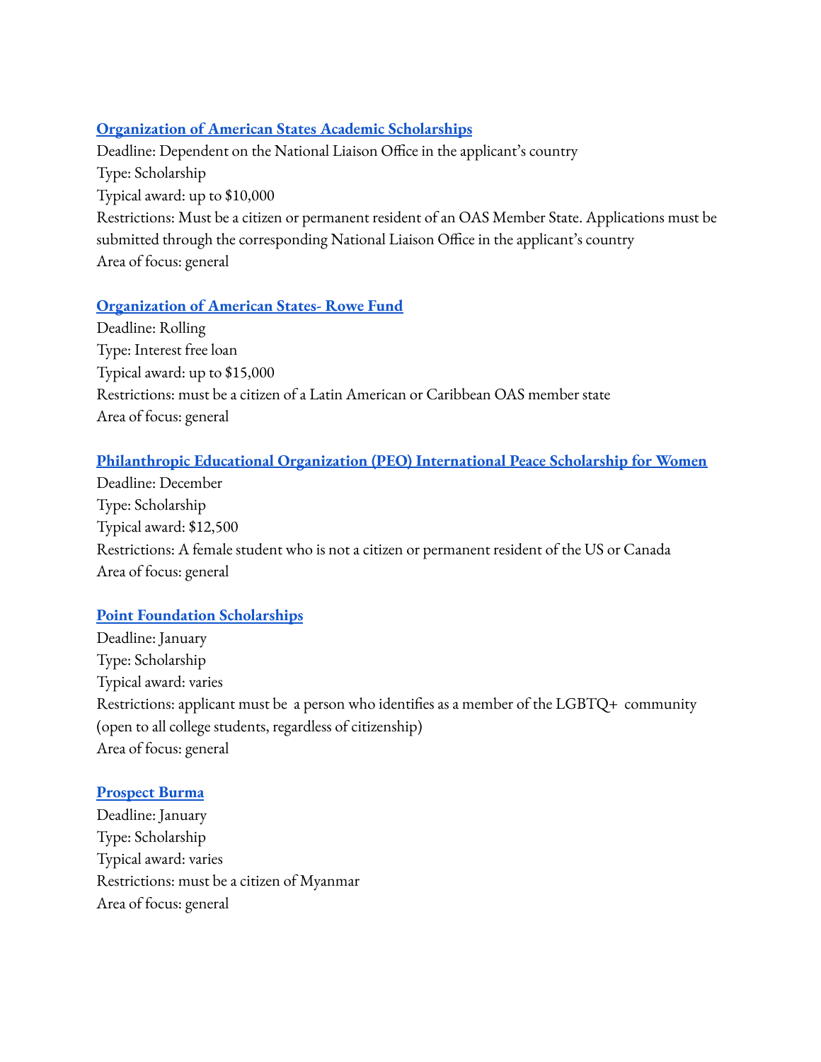**[Organization of American States Academic Scholarships]**

Deadline: Dependent on the National Liaison Office in the applicant's country

Type: Scholarship

Typical award: up to $10,000

Restrictions: Must be a citizen or permanent resident of an OAS Member State. Applications must be submitted through the corresponding National Liaison Office in the applicant's country

Area of focus: general

**[Organization of American States- Rowe Fund]**

Deadline: Rolling

Type: Interest free loan

Typical award: up to $15,000

Restrictions: must be a citizen of a Latin American or Caribbean OAS member state

Area of focus: general

**[Philanthropic Educational Organization (PEO) International Peace Scholarship for Women]**

Deadline: December

Type: Scholarship

Typical award: $12,500

Restrictions: A female student who is not a citizen or permanent resident of the US or Canada

Area of focus: general

**[Point Foundation Scholarships]**

Deadline: January

Type: Scholarship

Typical award: varies

Restrictions: applicant must be a person who identifies as a member of the LGBTQ+ community (open to all college students, regardless of citizenship)

Area of focus: general

**[Prospect Burma]**

Deadline: January

Type: Scholarship

Typical award: varies

Restrictions: must be a citizen of Myanmar

Area of focus: general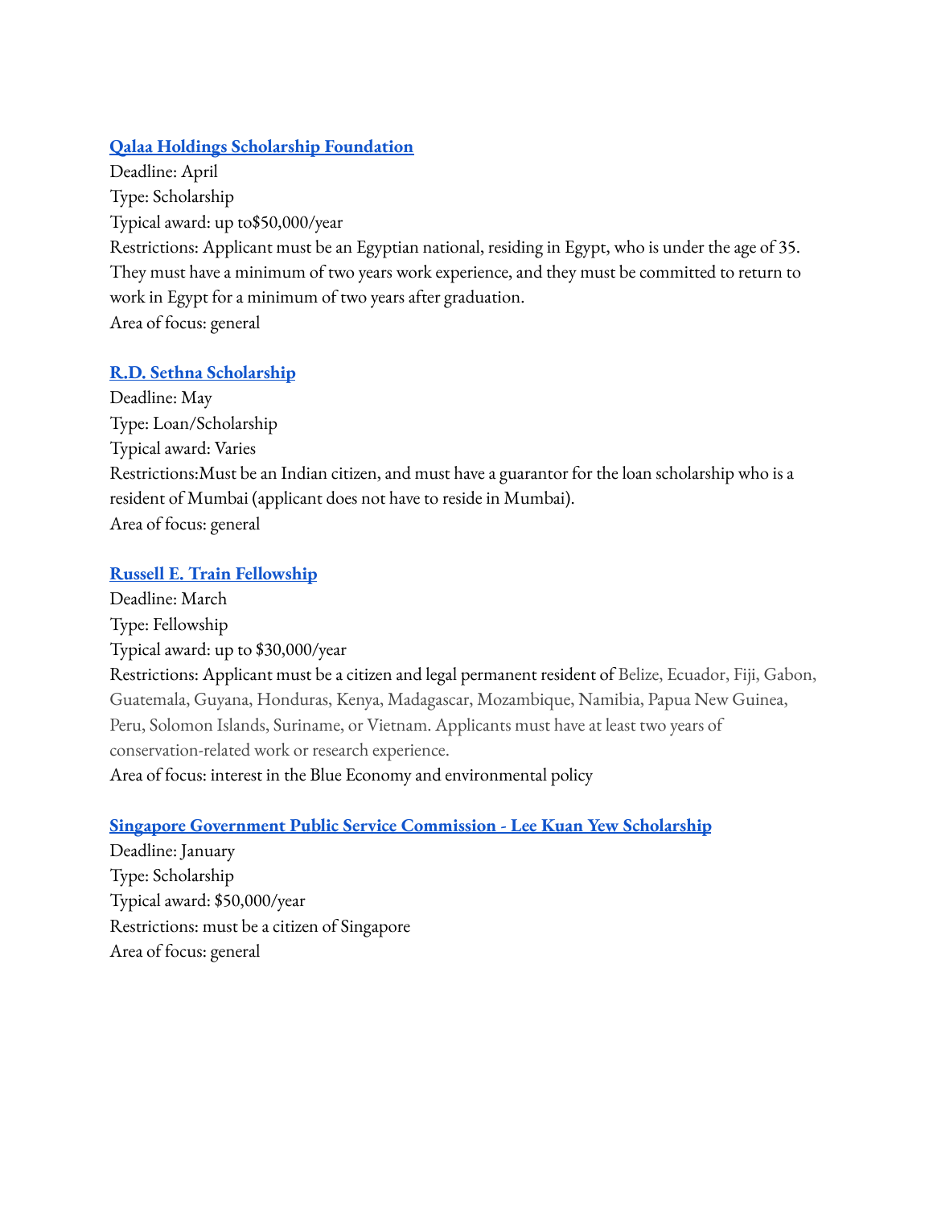**Qalaa Holdings Scholarship Foundation**
Deadline: April
Type: Scholarship
Typical award: up to$50,000/year
Restrictions: Applicant must be an Egyptian national, residing in Egypt, who is under the age of 35. They must have a minimum of two years work experience, and they must be committed to return to work in Egypt for a minimum of two years after graduation.
Area of focus: general

**R.D. Sethna Scholarship**
Deadline: May
Type: Loan/Scholarship
Typical award: Varies
Restrictions:Must be an Indian citizen, and must have a guarantor for the loan scholarship who is a resident of Mumbai (applicant does not have to reside in Mumbai).
Area of focus: general

**Russell E. Train Fellowship**
Deadline: March
Type: Fellowship
Typical award: up to $30,000/year
Restrictions: Applicant must be a citizen and legal permanent resident of Belize, Ecuador, Fiji, Gabon, Guatemala, Guyana, Honduras, Kenya, Madagascar, Mozambique, Namibia, Papua New Guinea, Peru, Solomon Islands, Suriname, or Vietnam. Applicants must have at least two years of conservation-related work or research experience.
Area of focus: interest in the Blue Economy and environmental policy

**Singapore Government Public Service Commission - Lee Kuan Yew Scholarship**
Deadline: January
Type: Scholarship
Typical award: $50,000/year
Restrictions: must be a citizen of Singapore
Area of focus: general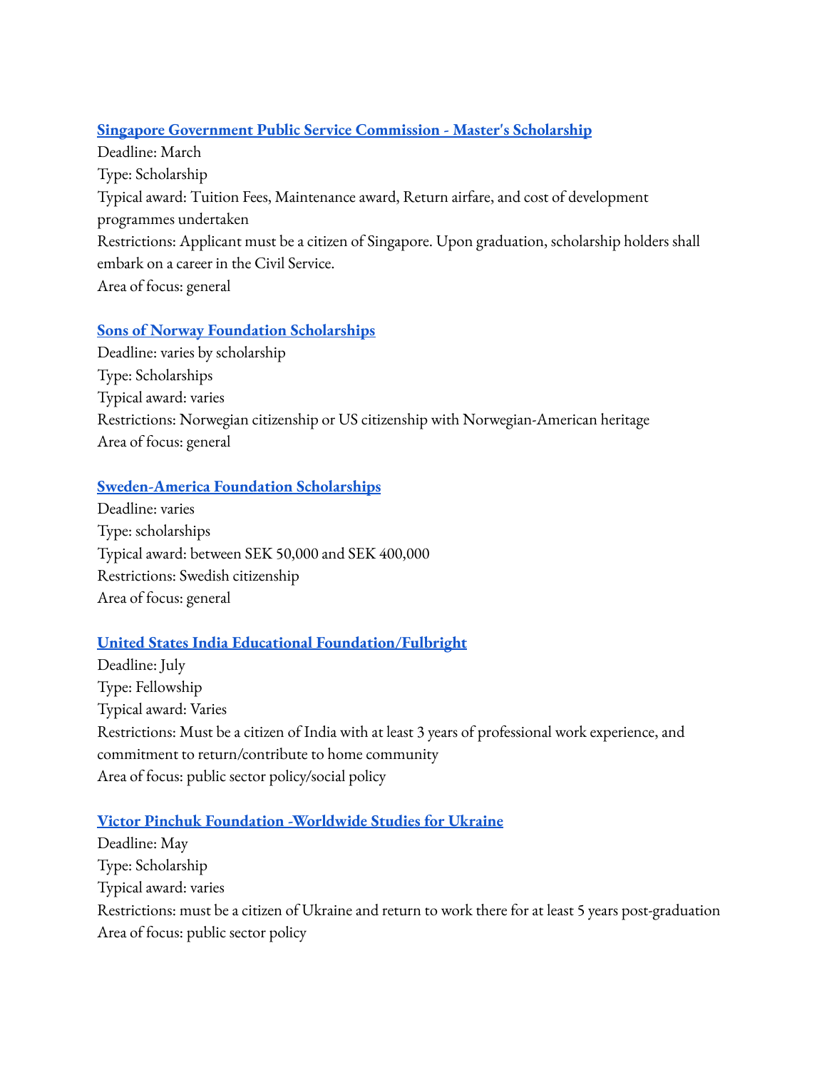**Singapore Government Public Service Commission - Master's Scholarship**
Deadline: March
Type: Scholarship
Typical award: Tuition Fees, Maintenance award, Return airfare, and cost of development programmes undertaken
Restrictions: Applicant must be a citizen of Singapore. Upon graduation, scholarship holders shall embark on a career in the Civil Service.
Area of focus: general

**Sons of Norway Foundation Scholarships**
Deadline: varies by scholarship
Type: Scholarships
Typical award: varies
Restrictions: Norwegian citizenship or US citizenship with Norwegian-American heritage
Area of focus: general

**Sweden-America Foundation Scholarships**
Deadline: varies
Type: scholarships
Typical award: between SEK 50,000 and SEK 400,000
Restrictions: Swedish citizenship
Area of focus: general

**United States India Educational Foundation/Fulbright**
Deadline: July
Type: Fellowship
Typical award: Varies
Restrictions: Must be a citizen of India with at least 3 years of professional work experience, and commitment to return/contribute to home community
Area of focus: public sector policy/social policy

**Victor Pinchuk Foundation -Worldwide Studies for Ukraine**
Deadline: May
Type: Scholarship
Typical award: varies
Restrictions: must be a citizen of Ukraine and return to work there for at least 5 years post-graduation
Area of focus: public sector policy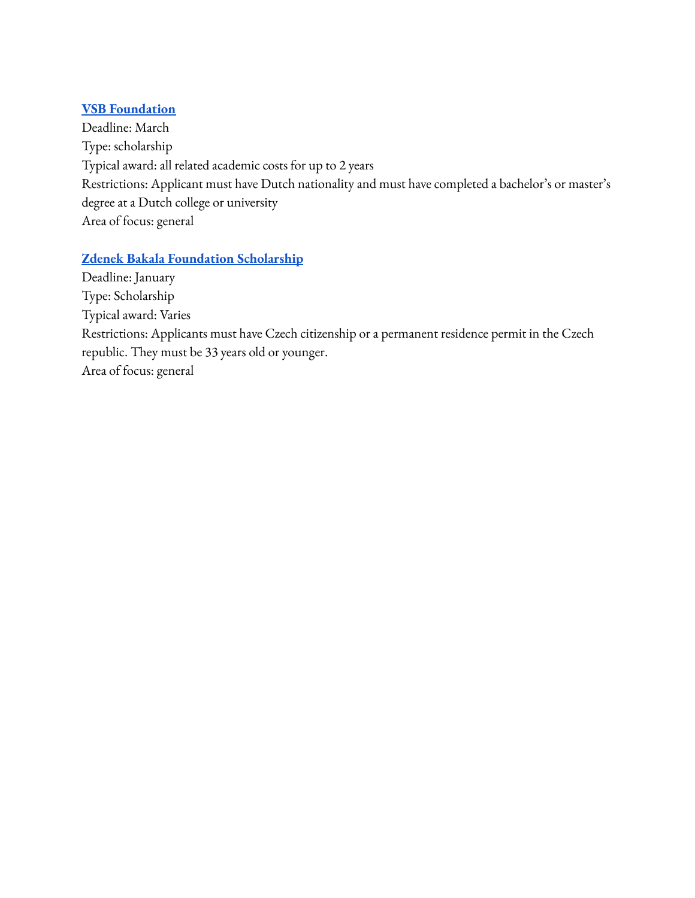**VSB Foundation**
Deadline: March
Type: scholarship
Typical award: all related academic costs for up to 2 years
Restrictions: Applicant must have Dutch nationality and must have completed a bachelor's or master's degree at a Dutch college or university
Area of focus: general

**Zdenek Bakala Foundation Scholarship**
Deadline: January
Type: Scholarship
Typical award: Varies
Restrictions: Applicants must have Czech citizenship or a permanent residence permit in the Czech republic. They must be 33 years old or younger.
Area of focus: general